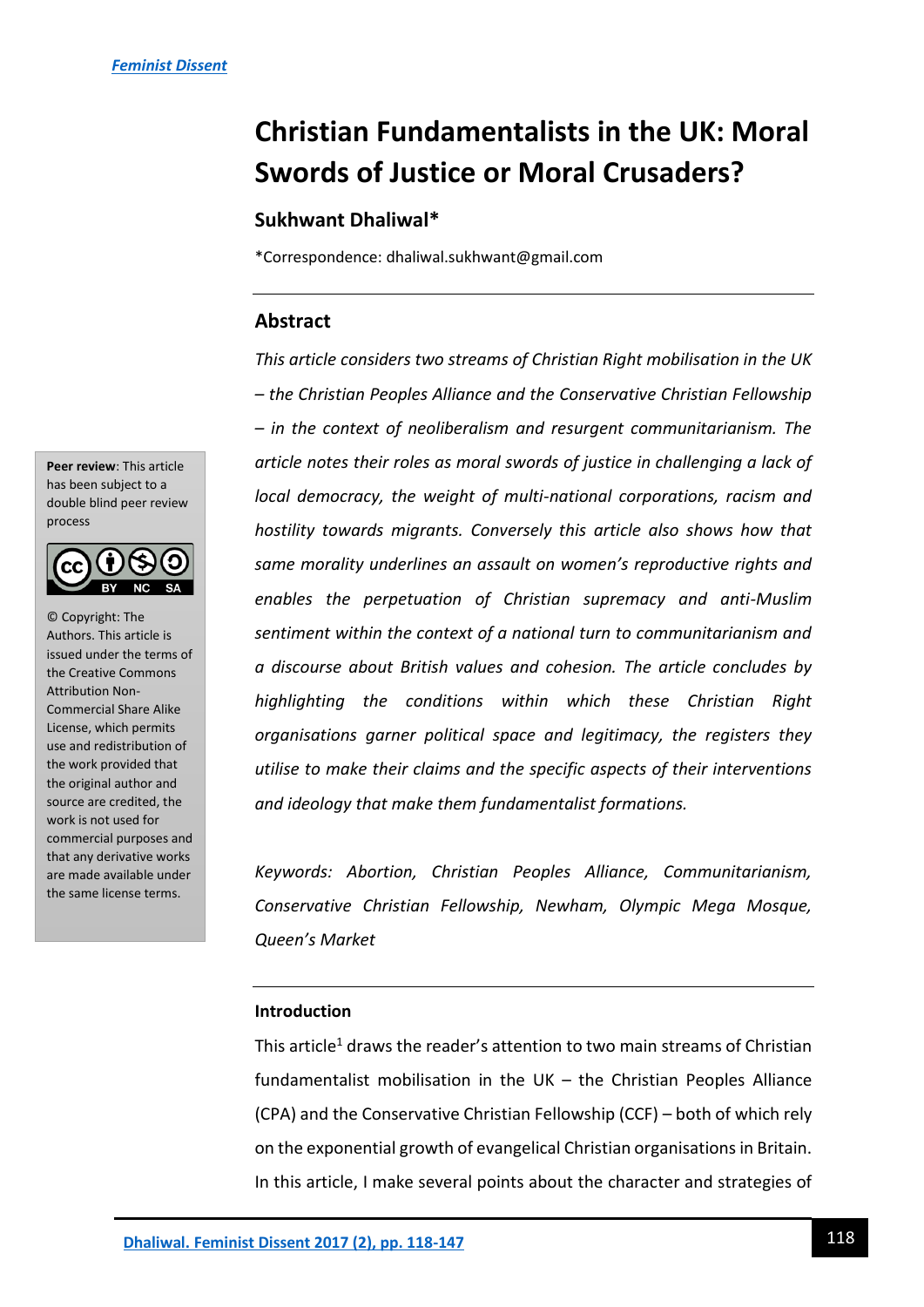*Feminist Dissent*

# Christian Fundamentalists in the UK: Moral Swords of Justice or Moral Crusaders?

**Sukhwant Dhaliwal***

*Correspondence: dhaliwal.sukhwant@gmail.com

**Peer review**: This article has been subject to a double blind peer review process

© Copyright: The Authors. This article is issued under the terms of the Creative Commons Attribution Non-Commercial Share Alike License, which permits use and redistribution of the work provided that the original author and source are credited, the work is not used for commercial purposes and that any derivative works are made available under the same license terms.

## Abstract

*This article considers two streams of Christian Right mobilisation in the UK – the Christian Peoples Alliance and the Conservative Christian Fellowship – in the context of neoliberalism and resurgent communitarianism. The article notes their roles as moral swords of justice in challenging a lack of local democracy, the weight of multi-national corporations, racism and hostility towards migrants. Conversely this article also shows how that same morality underlines an assault on women's reproductive rights and enables the perpetuation of Christian supremacy and anti-Muslim sentiment within the context of a national turn to communitarianism and a discourse about British values and cohesion. The article concludes by highlighting the conditions within which these Christian Right organisations garner political space and legitimacy, the registers they utilise to make their claims and the specific aspects of their interventions and ideology that make them fundamentalist formations.*

*Keywords: Abortion, Christian Peoples Alliance, Communitarianism, Conservative Christian Fellowship, Newham, Olympic Mega Mosque, Queen's Market*

### Introduction

This article[1] draws the reader's attention to two main streams of Christian fundamentalist mobilisation in the UK – the Christian Peoples Alliance (CPA) and the Conservative Christian Fellowship (CCF) – both of which rely on the exponential growth of evangelical Christian organisations in Britain. In this article, I make several points about the character and strategies of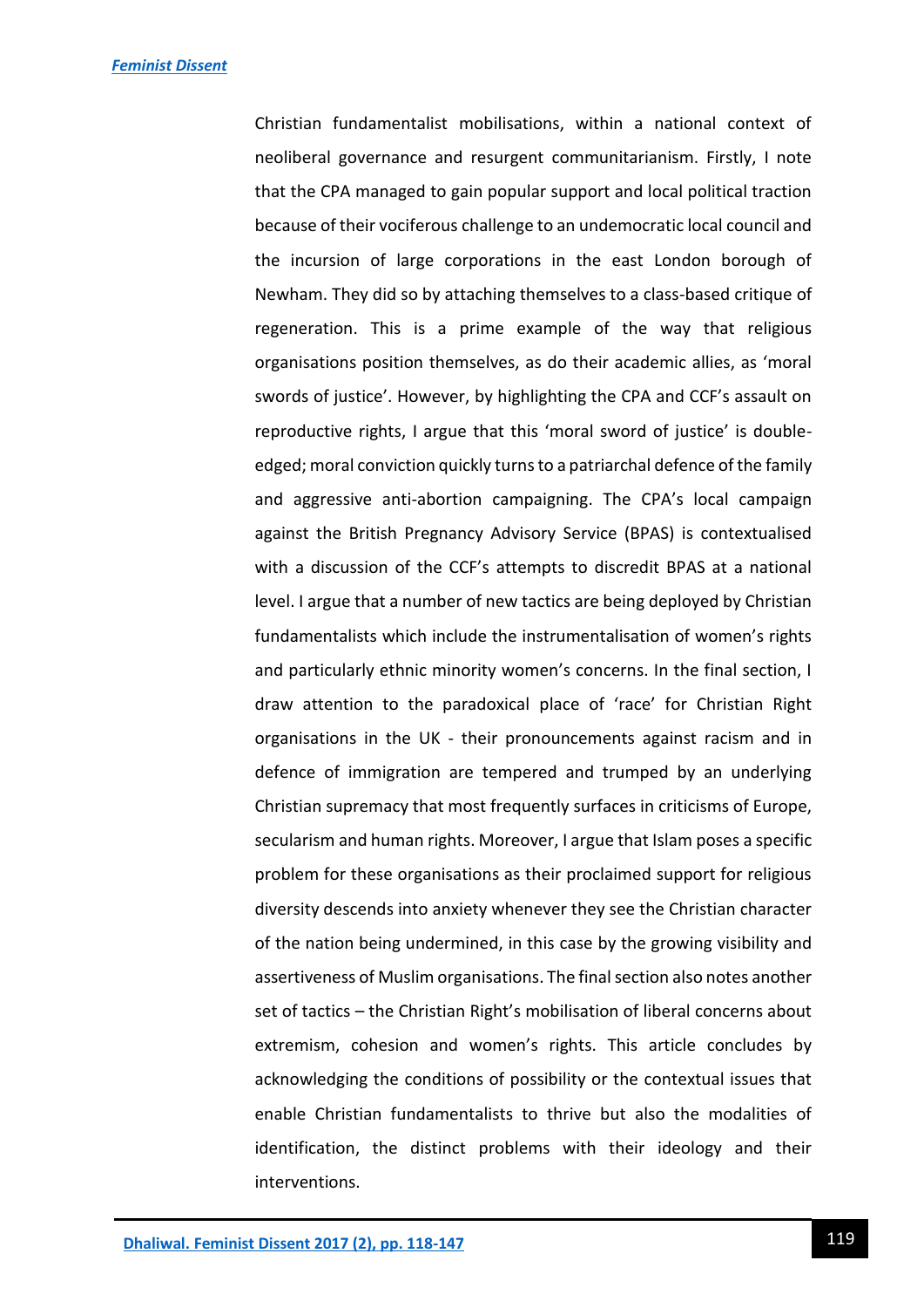Christian fundamentalist mobilisations, within a national context of neoliberal governance and resurgent communitarianism. Firstly, I note that the CPA managed to gain popular support and local political traction because of their vociferous challenge to an undemocratic local council and the incursion of large corporations in the east London borough of Newham. They did so by attaching themselves to a class-based critique of regeneration. This is a prime example of the way that religious organisations position themselves, as do their academic allies, as 'moral swords of justice'. However, by highlighting the CPA and CCF's assault on reproductive rights, I argue that this 'moral sword of justice' is double-edged; moral conviction quickly turns to a patriarchal defence of the family and aggressive anti-abortion campaigning. The CPA's local campaign against the British Pregnancy Advisory Service (BPAS) is contextualised with a discussion of the CCF's attempts to discredit BPAS at a national level. I argue that a number of new tactics are being deployed by Christian fundamentalists which include the instrumentalisation of women's rights and particularly ethnic minority women's concerns. In the final section, I draw attention to the paradoxical place of 'race' for Christian Right organisations in the UK - their pronouncements against racism and in defence of immigration are tempered and trumped by an underlying Christian supremacy that most frequently surfaces in criticisms of Europe, secularism and human rights. Moreover, I argue that Islam poses a specific problem for these organisations as their proclaimed support for religious diversity descends into anxiety whenever they see the Christian character of the nation being undermined, in this case by the growing visibility and assertiveness of Muslim organisations. The final section also notes another set of tactics – the Christian Right's mobilisation of liberal concerns about extremism, cohesion and women's rights. This article concludes by acknowledging the conditions of possibility or the contextual issues that enable Christian fundamentalists to thrive but also the modalities of identification, the distinct problems with their ideology and their interventions.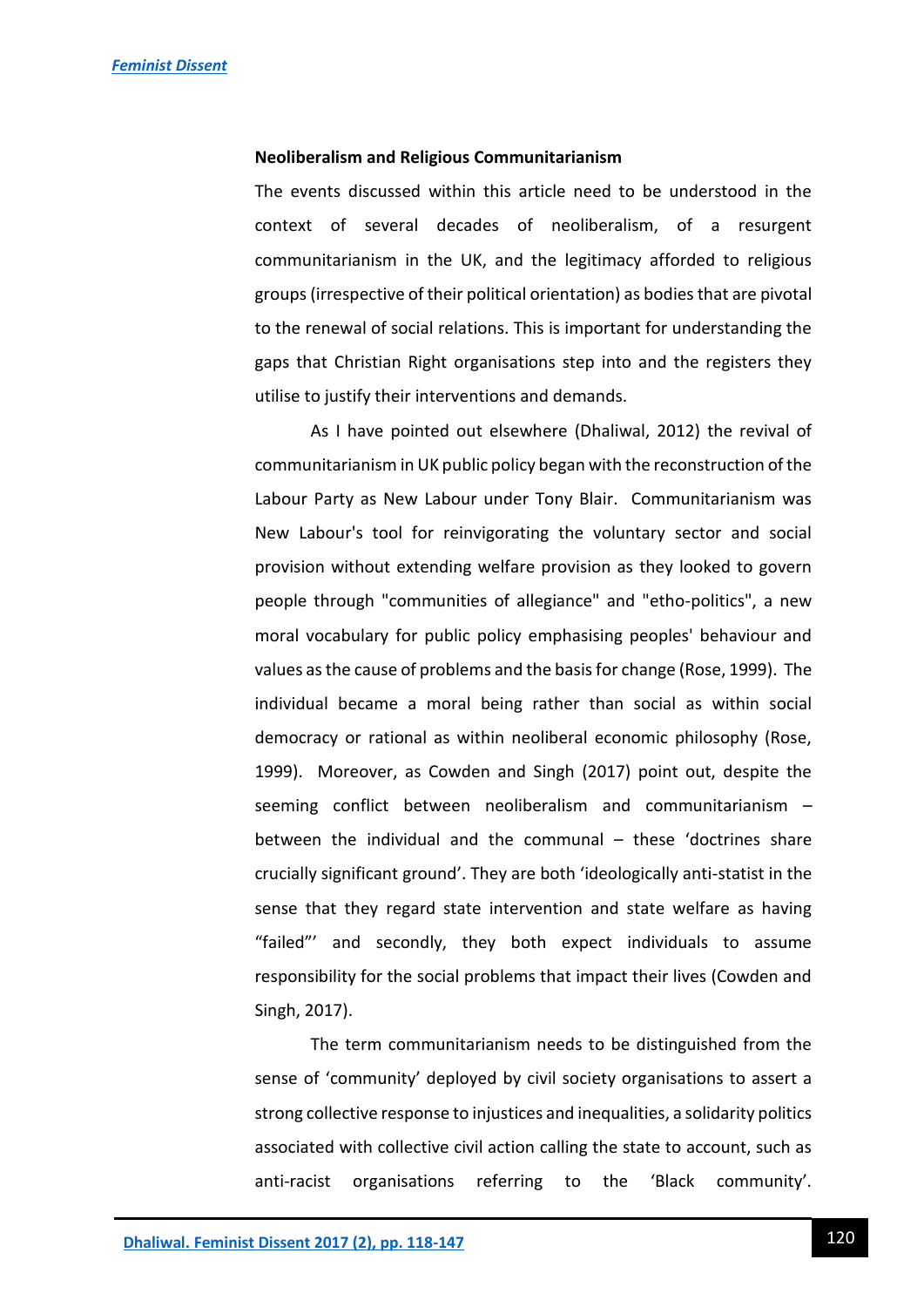**Neoliberalism and Religious Communitarianism**

The events discussed within this article need to be understood in the context of several decades of neoliberalism, of a resurgent communitarianism in the UK, and the legitimacy afforded to religious groups (irrespective of their political orientation) as bodies that are pivotal to the renewal of social relations. This is important for understanding the gaps that Christian Right organisations step into and the registers they utilise to justify their interventions and demands.

As I have pointed out elsewhere (Dhaliwal, 2012) the revival of communitarianism in UK public policy began with the reconstruction of the Labour Party as New Labour under Tony Blair. Communitarianism was New Labour's tool for reinvigorating the voluntary sector and social provision without extending welfare provision as they looked to govern people through "communities of allegiance" and "etho-politics", a new moral vocabulary for public policy emphasising peoples' behaviour and values as the cause of problems and the basis for change (Rose, 1999). The individual became a moral being rather than social as within social democracy or rational as within neoliberal economic philosophy (Rose, 1999). Moreover, as Cowden and Singh (2017) point out, despite the seeming conflict between neoliberalism and communitarianism – between the individual and the communal – these 'doctrines share crucially significant ground'. They are both 'ideologically anti-statist in the sense that they regard state intervention and state welfare as having "failed"' and secondly, they both expect individuals to assume responsibility for the social problems that impact their lives (Cowden and Singh, 2017).

The term communitarianism needs to be distinguished from the sense of 'community' deployed by civil society organisations to assert a strong collective response to injustices and inequalities, a solidarity politics associated with collective civil action calling the state to account, such as anti-racist organisations referring to the 'Black community'.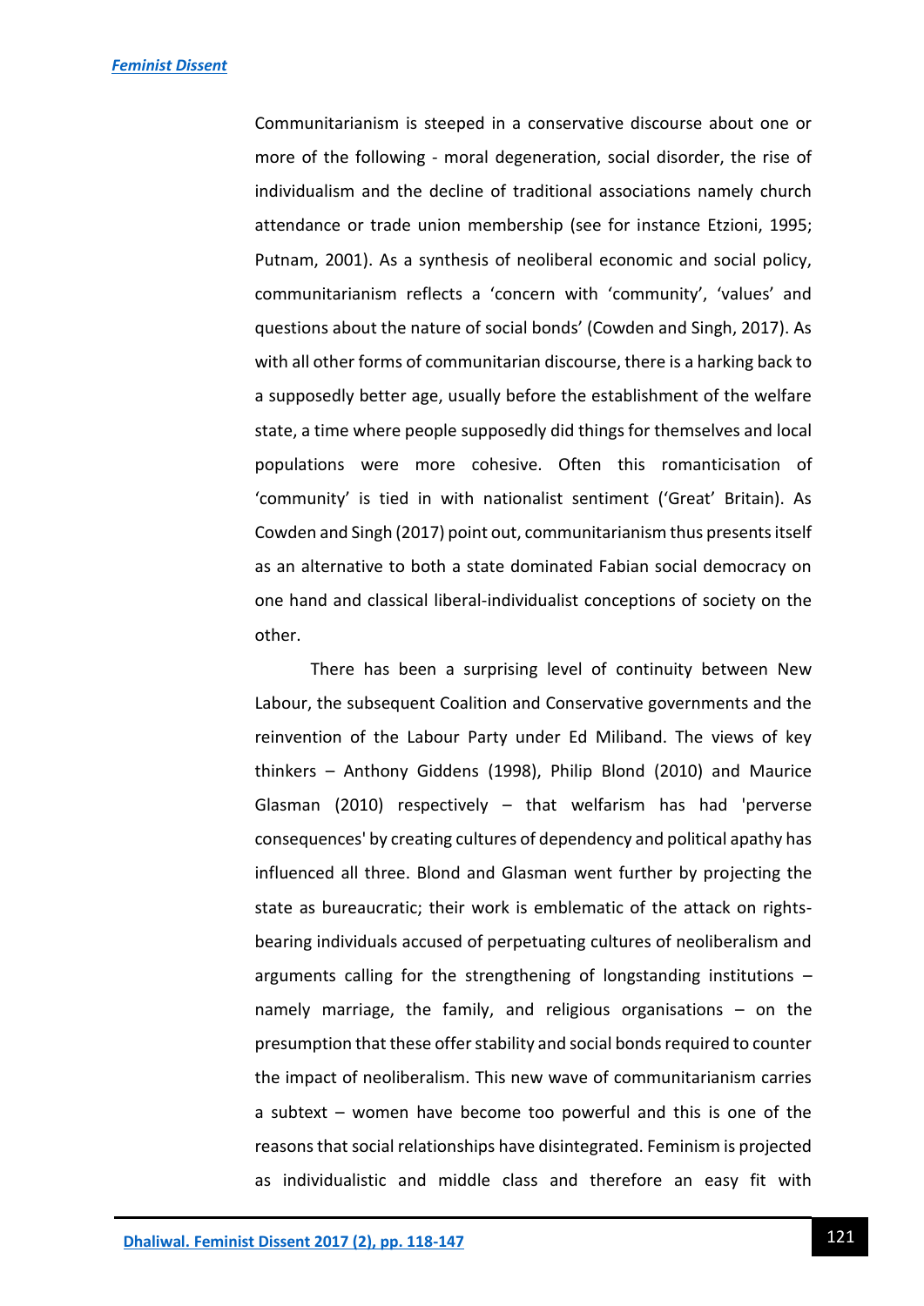Communitarianism is steeped in a conservative discourse about one or more of the following - moral degeneration, social disorder, the rise of individualism and the decline of traditional associations namely church attendance or trade union membership (see for instance Etzioni, 1995; Putnam, 2001). As a synthesis of neoliberal economic and social policy, communitarianism reflects a 'concern with 'community', 'values' and questions about the nature of social bonds' (Cowden and Singh, 2017). As with all other forms of communitarian discourse, there is a harking back to a supposedly better age, usually before the establishment of the welfare state, a time where people supposedly did things for themselves and local populations were more cohesive. Often this romanticisation of 'community' is tied in with nationalist sentiment ('Great' Britain). As Cowden and Singh (2017) point out, communitarianism thus presents itself as an alternative to both a state dominated Fabian social democracy on one hand and classical liberal-individualist conceptions of society on the other.

There has been a surprising level of continuity between New Labour, the subsequent Coalition and Conservative governments and the reinvention of the Labour Party under Ed Miliband. The views of key thinkers – Anthony Giddens (1998), Philip Blond (2010) and Maurice Glasman (2010) respectively – that welfarism has had 'perverse consequences' by creating cultures of dependency and political apathy has influenced all three. Blond and Glasman went further by projecting the state as bureaucratic; their work is emblematic of the attack on rights-bearing individuals accused of perpetuating cultures of neoliberalism and arguments calling for the strengthening of longstanding institutions – namely marriage, the family, and religious organisations – on the presumption that these offer stability and social bonds required to counter the impact of neoliberalism. This new wave of communitarianism carries a subtext – women have become too powerful and this is one of the reasons that social relationships have disintegrated. Feminism is projected as individualistic and middle class and therefore an easy fit with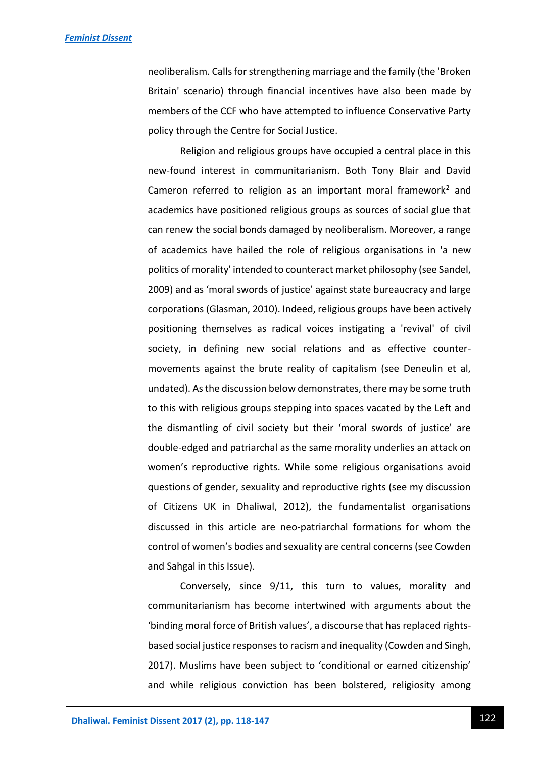neoliberalism. Calls for strengthening marriage and the family (the 'Broken Britain' scenario) through financial incentives have also been made by members of the CCF who have attempted to influence Conservative Party policy through the Centre for Social Justice.

Religion and religious groups have occupied a central place in this new-found interest in communitarianism. Both Tony Blair and David Cameron referred to religion as an important moral framework[2] and academics have positioned religious groups as sources of social glue that can renew the social bonds damaged by neoliberalism. Moreover, a range of academics have hailed the role of religious organisations in 'a new politics of morality' intended to counteract market philosophy (see Sandel, 2009) and as 'moral swords of justice' against state bureaucracy and large corporations (Glasman, 2010). Indeed, religious groups have been actively positioning themselves as radical voices instigating a 'revival' of civil society, in defining new social relations and as effective counter-movements against the brute reality of capitalism (see Deneulin et al, undated). As the discussion below demonstrates, there may be some truth to this with religious groups stepping into spaces vacated by the Left and the dismantling of civil society but their 'moral swords of justice' are double-edged and patriarchal as the same morality underlies an attack on women's reproductive rights. While some religious organisations avoid questions of gender, sexuality and reproductive rights (see my discussion of Citizens UK in Dhaliwal, 2012), the fundamentalist organisations discussed in this article are neo-patriarchal formations for whom the control of women's bodies and sexuality are central concerns (see Cowden and Sahgal in this Issue).

Conversely, since 9/11, this turn to values, morality and communitarianism has become intertwined with arguments about the 'binding moral force of British values', a discourse that has replaced rights-based social justice responses to racism and inequality (Cowden and Singh, 2017). Muslims have been subject to 'conditional or earned citizenship' and while religious conviction has been bolstered, religiosity among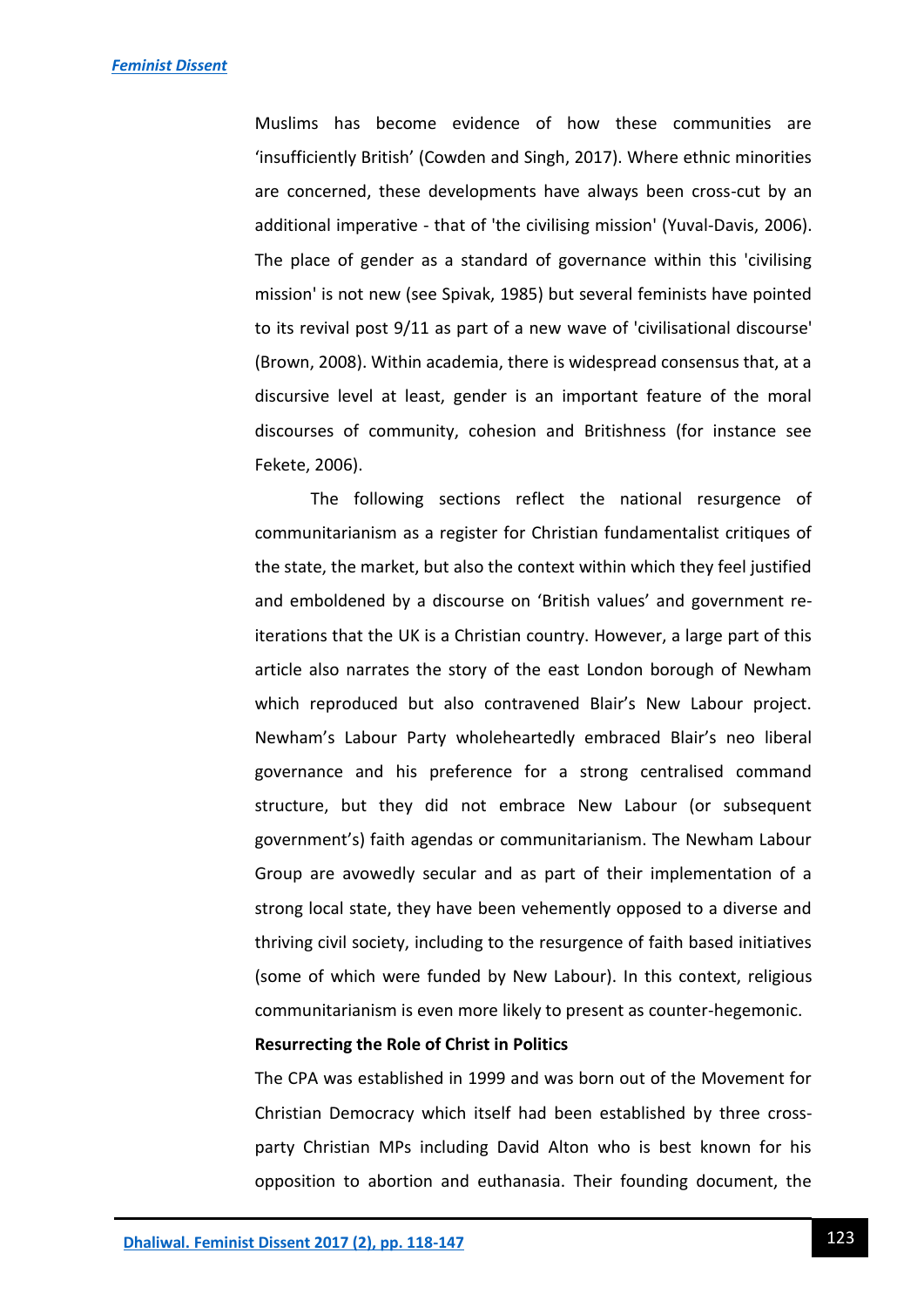Muslims has become evidence of how these communities are 'insufficiently British' (Cowden and Singh, 2017). Where ethnic minorities are concerned, these developments have always been cross-cut by an additional imperative - that of 'the civilising mission' (Yuval-Davis, 2006). The place of gender as a standard of governance within this 'civilising mission' is not new (see Spivak, 1985) but several feminists have pointed to its revival post 9/11 as part of a new wave of 'civilisational discourse' (Brown, 2008). Within academia, there is widespread consensus that, at a discursive level at least, gender is an important feature of the moral discourses of community, cohesion and Britishness (for instance see Fekete, 2006).

The following sections reflect the national resurgence of communitarianism as a register for Christian fundamentalist critiques of the state, the market, but also the context within which they feel justified and emboldened by a discourse on 'British values' and government re-iterations that the UK is a Christian country. However, a large part of this article also narrates the story of the east London borough of Newham which reproduced but also contravened Blair's New Labour project. Newham's Labour Party wholeheartedly embraced Blair's neo liberal governance and his preference for a strong centralised command structure, but they did not embrace New Labour (or subsequent government's) faith agendas or communitarianism. The Newham Labour Group are avowedly secular and as part of their implementation of a strong local state, they have been vehemently opposed to a diverse and thriving civil society, including to the resurgence of faith based initiatives (some of which were funded by New Labour). In this context, religious communitarianism is even more likely to present as counter-hegemonic.

**Resurrecting the Role of Christ in Politics**

The CPA was established in 1999 and was born out of the Movement for Christian Democracy which itself had been established by three cross-party Christian MPs including David Alton who is best known for his opposition to abortion and euthanasia. Their founding document, the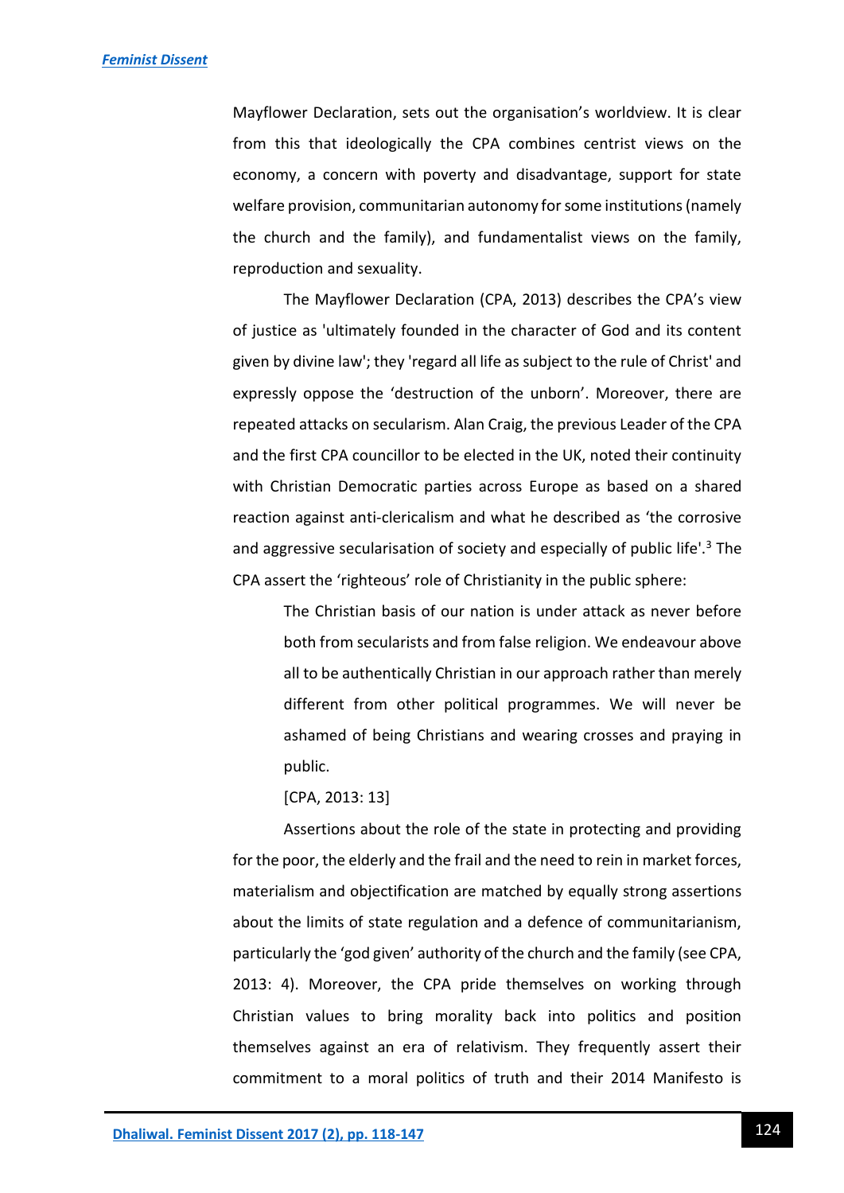Mayflower Declaration, sets out the organisation's worldview. It is clear from this that ideologically the CPA combines centrist views on the economy, a concern with poverty and disadvantage, support for state welfare provision, communitarian autonomy for some institutions (namely the church and the family), and fundamentalist views on the family, reproduction and sexuality.

The Mayflower Declaration (CPA, 2013) describes the CPA's view of justice as 'ultimately founded in the character of God and its content given by divine law'; they 'regard all life as subject to the rule of Christ' and expressly oppose the 'destruction of the unborn'. Moreover, there are repeated attacks on secularism. Alan Craig, the previous Leader of the CPA and the first CPA councillor to be elected in the UK, noted their continuity with Christian Democratic parties across Europe as based on a shared reaction against anti-clericalism and what he described as 'the corrosive and aggressive secularisation of society and especially of public life'.[3] The CPA assert the 'righteous' role of Christianity in the public sphere:

> The Christian basis of our nation is under attack as never before both from secularists and from false religion. We endeavour above all to be authentically Christian in our approach rather than merely different from other political programmes. We will never be ashamed of being Christians and wearing crosses and praying in public.
>
> [CPA, 2013: 13]

Assertions about the role of the state in protecting and providing for the poor, the elderly and the frail and the need to rein in market forces, materialism and objectification are matched by equally strong assertions about the limits of state regulation and a defence of communitarianism, particularly the 'god given' authority of the church and the family (see CPA, 2013: 4). Moreover, the CPA pride themselves on working through Christian values to bring morality back into politics and position themselves against an era of relativism. They frequently assert their commitment to a moral politics of truth and their 2014 Manifesto is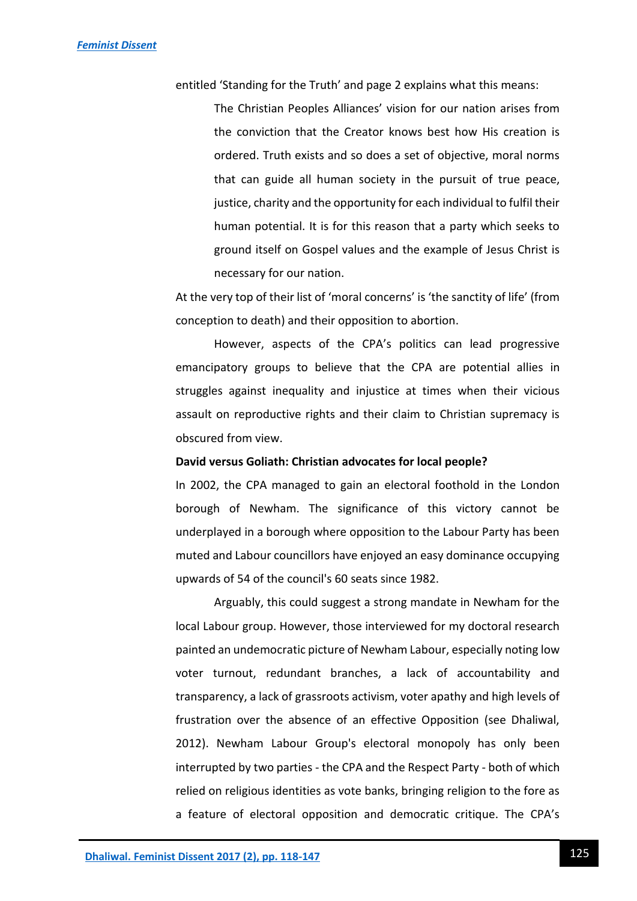entitled 'Standing for the Truth' and page 2 explains what this means:

> The Christian Peoples Alliances' vision for our nation arises from the conviction that the Creator knows best how His creation is ordered. Truth exists and so does a set of objective, moral norms that can guide all human society in the pursuit of true peace, justice, charity and the opportunity for each individual to fulfil their human potential. It is for this reason that a party which seeks to ground itself on Gospel values and the example of Jesus Christ is necessary for our nation.

At the very top of their list of 'moral concerns' is 'the sanctity of life' (from conception to death) and their opposition to abortion.

However, aspects of the CPA's politics can lead progressive emancipatory groups to believe that the CPA are potential allies in struggles against inequality and injustice at times when their vicious assault on reproductive rights and their claim to Christian supremacy is obscured from view.

**David versus Goliath: Christian advocates for local people?**

In 2002, the CPA managed to gain an electoral foothold in the London borough of Newham. The significance of this victory cannot be underplayed in a borough where opposition to the Labour Party has been muted and Labour councillors have enjoyed an easy dominance occupying upwards of 54 of the council's 60 seats since 1982.

Arguably, this could suggest a strong mandate in Newham for the local Labour group. However, those interviewed for my doctoral research painted an undemocratic picture of Newham Labour, especially noting low voter turnout, redundant branches, a lack of accountability and transparency, a lack of grassroots activism, voter apathy and high levels of frustration over the absence of an effective Opposition (see Dhaliwal, 2012). Newham Labour Group's electoral monopoly has only been interrupted by two parties - the CPA and the Respect Party - both of which relied on religious identities as vote banks, bringing religion to the fore as a feature of electoral opposition and democratic critique. The CPA's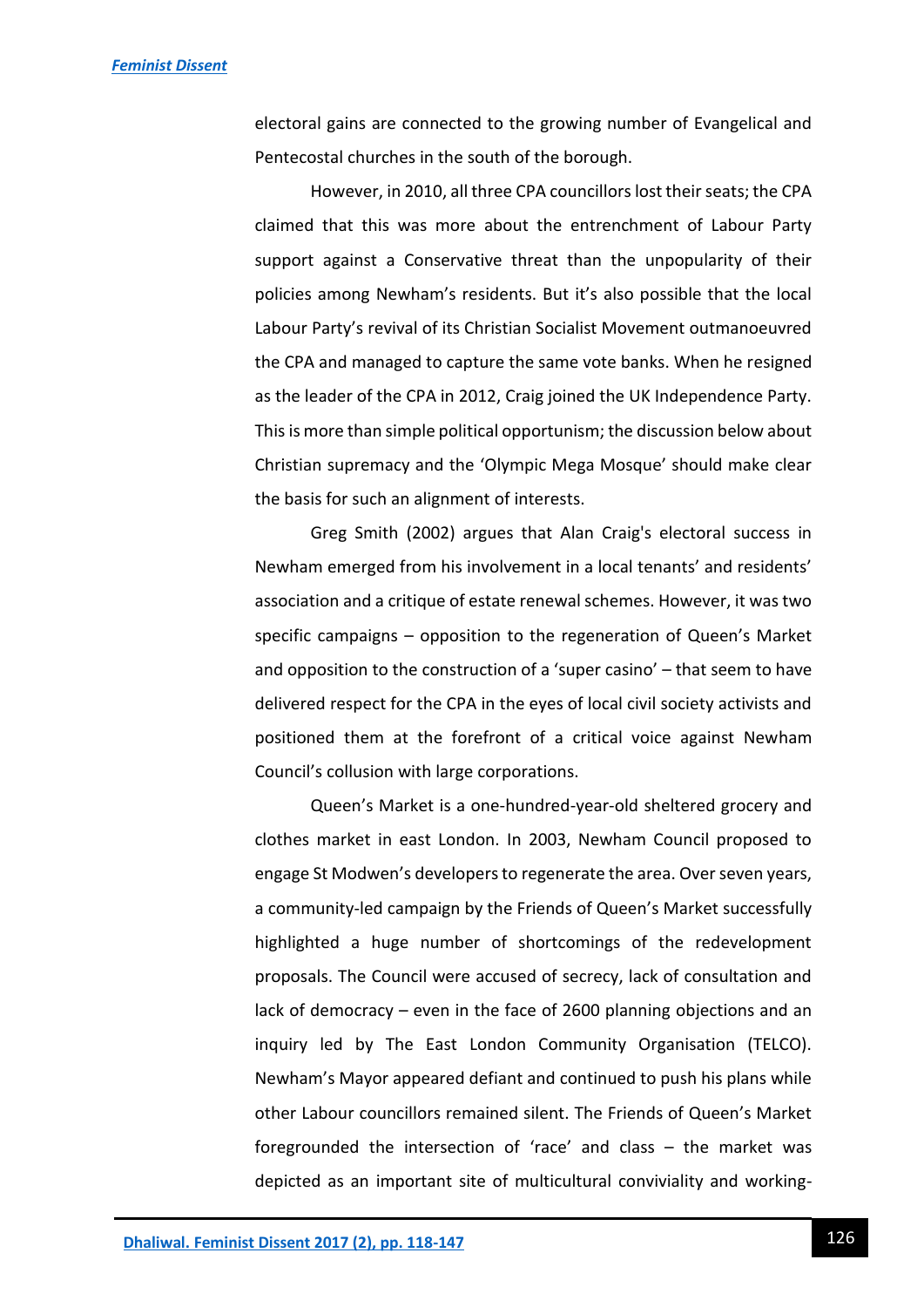electoral gains are connected to the growing number of Evangelical and Pentecostal churches in the south of the borough.

However, in 2010, all three CPA councillors lost their seats; the CPA claimed that this was more about the entrenchment of Labour Party support against a Conservative threat than the unpopularity of their policies among Newham's residents. But it's also possible that the local Labour Party's revival of its Christian Socialist Movement outmanoeuvred the CPA and managed to capture the same vote banks. When he resigned as the leader of the CPA in 2012, Craig joined the UK Independence Party. This is more than simple political opportunism; the discussion below about Christian supremacy and the 'Olympic Mega Mosque' should make clear the basis for such an alignment of interests.

Greg Smith (2002) argues that Alan Craig's electoral success in Newham emerged from his involvement in a local tenants' and residents' association and a critique of estate renewal schemes. However, it was two specific campaigns – opposition to the regeneration of Queen's Market and opposition to the construction of a 'super casino' – that seem to have delivered respect for the CPA in the eyes of local civil society activists and positioned them at the forefront of a critical voice against Newham Council's collusion with large corporations.

Queen's Market is a one-hundred-year-old sheltered grocery and clothes market in east London. In 2003, Newham Council proposed to engage St Modwen's developers to regenerate the area. Over seven years, a community-led campaign by the Friends of Queen's Market successfully highlighted a huge number of shortcomings of the redevelopment proposals. The Council were accused of secrecy, lack of consultation and lack of democracy – even in the face of 2600 planning objections and an inquiry led by The East London Community Organisation (TELCO). Newham's Mayor appeared defiant and continued to push his plans while other Labour councillors remained silent. The Friends of Queen's Market foregrounded the intersection of 'race' and class – the market was depicted as an important site of multicultural conviviality and working-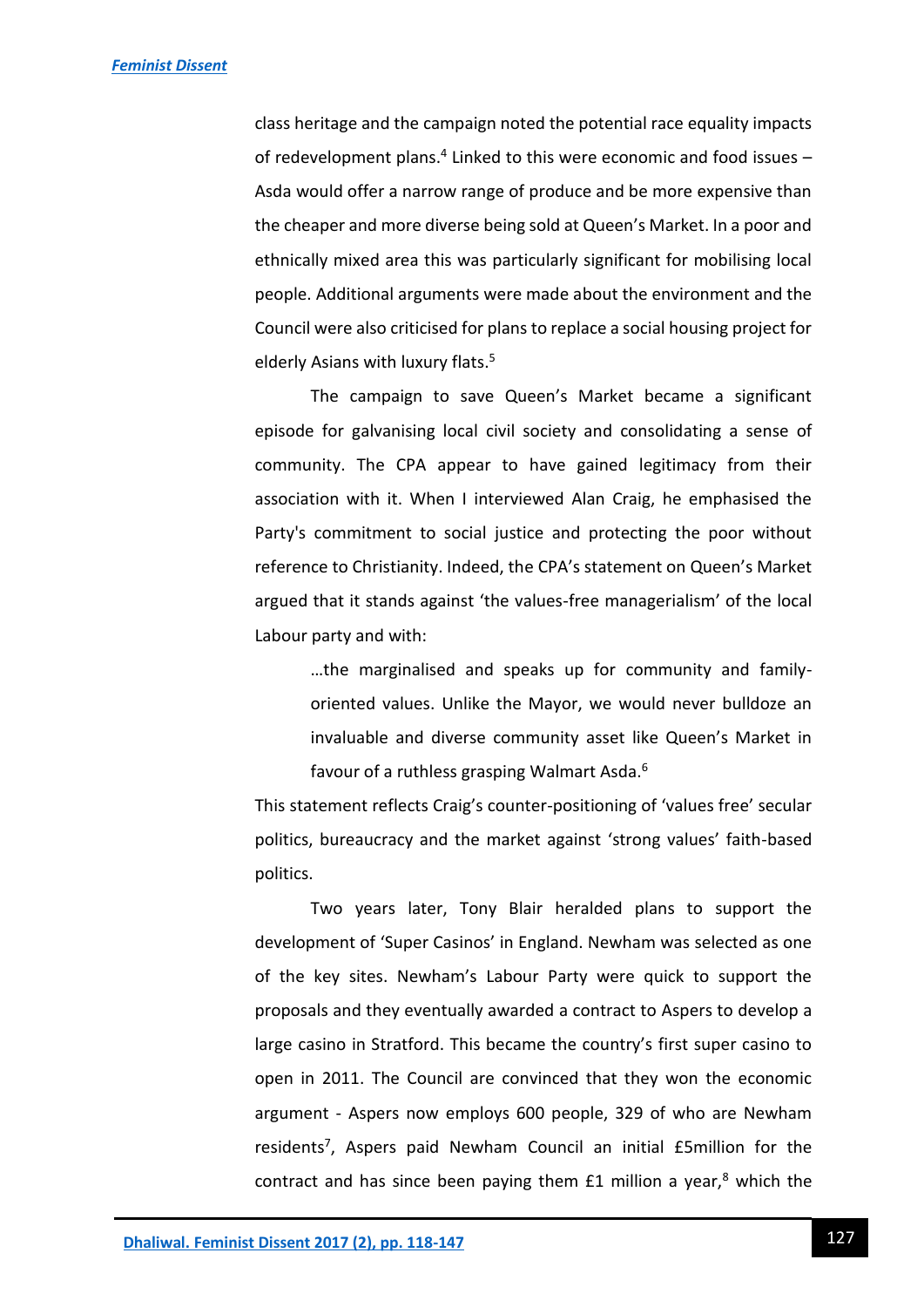class heritage and the campaign noted the potential race equality impacts of redevelopment plans.[4] Linked to this were economic and food issues – Asda would offer a narrow range of produce and be more expensive than the cheaper and more diverse being sold at Queen's Market. In a poor and ethnically mixed area this was particularly significant for mobilising local people. Additional arguments were made about the environment and the Council were also criticised for plans to replace a social housing project for elderly Asians with luxury flats.[5]

The campaign to save Queen's Market became a significant episode for galvanising local civil society and consolidating a sense of community. The CPA appear to have gained legitimacy from their association with it. When I interviewed Alan Craig, he emphasised the Party's commitment to social justice and protecting the poor without reference to Christianity. Indeed, the CPA's statement on Queen's Market argued that it stands against 'the values-free managerialism' of the local Labour party and with:

> …the marginalised and speaks up for community and family-oriented values. Unlike the Mayor, we would never bulldoze an invaluable and diverse community asset like Queen's Market in favour of a ruthless grasping Walmart Asda.[6]

This statement reflects Craig's counter-positioning of 'values free' secular politics, bureaucracy and the market against 'strong values' faith-based politics.

Two years later, Tony Blair heralded plans to support the development of 'Super Casinos' in England. Newham was selected as one of the key sites. Newham's Labour Party were quick to support the proposals and they eventually awarded a contract to Aspers to develop a large casino in Stratford. This became the country's first super casino to open in 2011. The Council are convinced that they won the economic argument - Aspers now employs 600 people, 329 of who are Newham residents[7], Aspers paid Newham Council an initial £5million for the contract and has since been paying them £1 million a year,[8] which the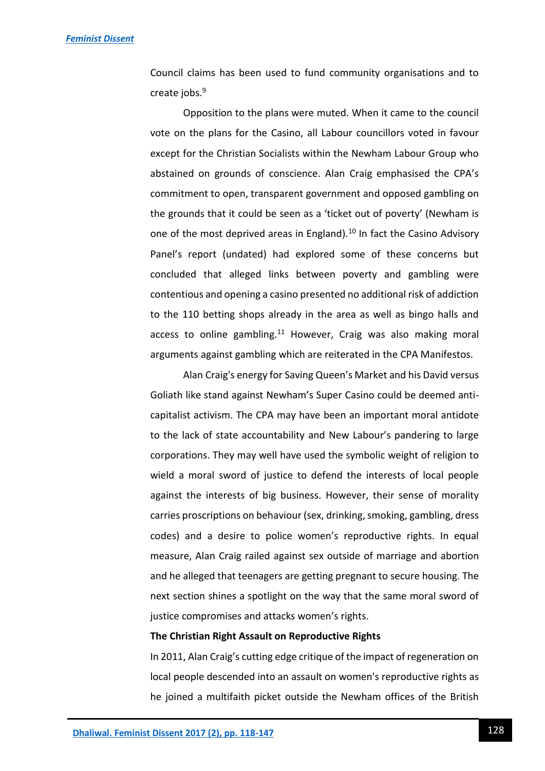Council claims has been used to fund community organisations and to create jobs.[9]

Opposition to the plans were muted. When it came to the council vote on the plans for the Casino, all Labour councillors voted in favour except for the Christian Socialists within the Newham Labour Group who abstained on grounds of conscience. Alan Craig emphasised the CPA's commitment to open, transparent government and opposed gambling on the grounds that it could be seen as a 'ticket out of poverty' (Newham is one of the most deprived areas in England).[10] In fact the Casino Advisory Panel's report (undated) had explored some of these concerns but concluded that alleged links between poverty and gambling were contentious and opening a casino presented no additional risk of addiction to the 110 betting shops already in the area as well as bingo halls and access to online gambling.[11] However, Craig was also making moral arguments against gambling which are reiterated in the CPA Manifestos.

Alan Craig's energy for Saving Queen's Market and his David versus Goliath like stand against Newham's Super Casino could be deemed anti-capitalist activism. The CPA may have been an important moral antidote to the lack of state accountability and New Labour's pandering to large corporations. They may well have used the symbolic weight of religion to wield a moral sword of justice to defend the interests of local people against the interests of big business. However, their sense of morality carries proscriptions on behaviour (sex, drinking, smoking, gambling, dress codes) and a desire to police women's reproductive rights. In equal measure, Alan Craig railed against sex outside of marriage and abortion and he alleged that teenagers are getting pregnant to secure housing. The next section shines a spotlight on the way that the same moral sword of justice compromises and attacks women's rights.

**The Christian Right Assault on Reproductive Rights**

In 2011, Alan Craig's cutting edge critique of the impact of regeneration on local people descended into an assault on women's reproductive rights as he joined a multifaith picket outside the Newham offices of the British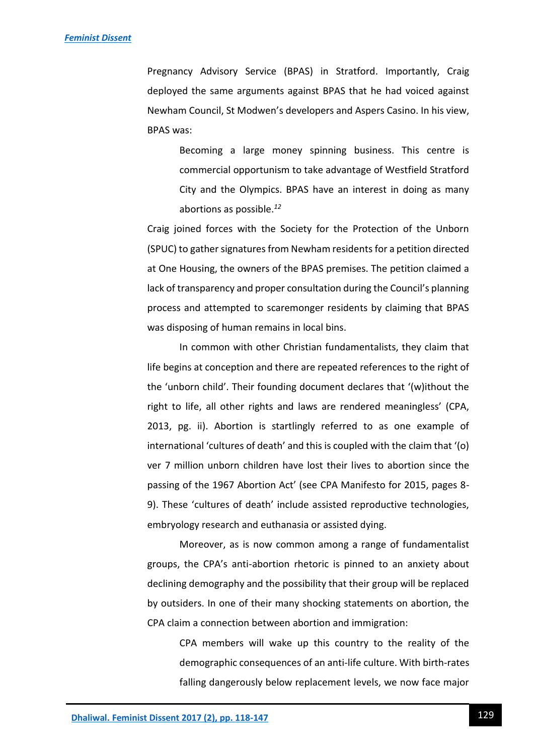Pregnancy Advisory Service (BPAS) in Stratford. Importantly, Craig deployed the same arguments against BPAS that he had voiced against Newham Council, St Modwen's developers and Aspers Casino. In his view, BPAS was:

> Becoming a large money spinning business. This centre is commercial opportunism to take advantage of Westfield Stratford City and the Olympics. BPAS have an interest in doing as many abortions as possible.[12]

Craig joined forces with the Society for the Protection of the Unborn (SPUC) to gather signatures from Newham residents for a petition directed at One Housing, the owners of the BPAS premises. The petition claimed a lack of transparency and proper consultation during the Council's planning process and attempted to scaremonger residents by claiming that BPAS was disposing of human remains in local bins.

In common with other Christian fundamentalists, they claim that life begins at conception and there are repeated references to the right of the 'unborn child'. Their founding document declares that '(w)ithout the right to life, all other rights and laws are rendered meaningless' (CPA, 2013, pg. ii). Abortion is startlingly referred to as one example of international 'cultures of death' and this is coupled with the claim that '(o) ver 7 million unborn children have lost their lives to abortion since the passing of the 1967 Abortion Act' (see CPA Manifesto for 2015, pages 8-9). These 'cultures of death' include assisted reproductive technologies, embryology research and euthanasia or assisted dying.

Moreover, as is now common among a range of fundamentalist groups, the CPA's anti-abortion rhetoric is pinned to an anxiety about declining demography and the possibility that their group will be replaced by outsiders. In one of their many shocking statements on abortion, the CPA claim a connection between abortion and immigration:

> CPA members will wake up this country to the reality of the demographic consequences of an anti-life culture. With birth-rates falling dangerously below replacement levels, we now face major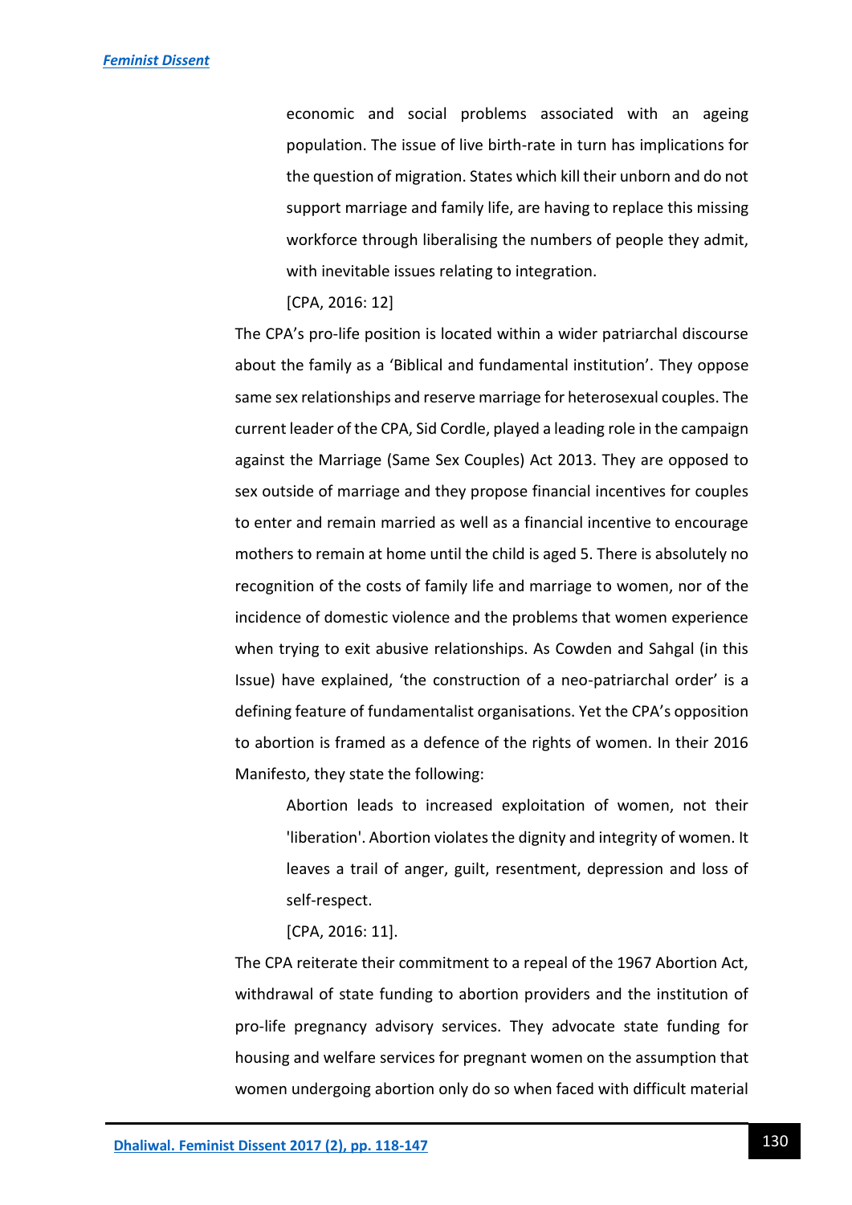> economic and social problems associated with an ageing population. The issue of live birth-rate in turn has implications for the question of migration. States which kill their unborn and do not support marriage and family life, are having to replace this missing workforce through liberalising the numbers of people they admit, with inevitable issues relating to integration.
>
> [CPA, 2016: 12]

The CPA's pro-life position is located within a wider patriarchal discourse about the family as a 'Biblical and fundamental institution'. They oppose same sex relationships and reserve marriage for heterosexual couples. The current leader of the CPA, Sid Cordle, played a leading role in the campaign against the Marriage (Same Sex Couples) Act 2013. They are opposed to sex outside of marriage and they propose financial incentives for couples to enter and remain married as well as a financial incentive to encourage mothers to remain at home until the child is aged 5. There is absolutely no recognition of the costs of family life and marriage to women, nor of the incidence of domestic violence and the problems that women experience when trying to exit abusive relationships. As Cowden and Sahgal (in this Issue) have explained, 'the construction of a neo-patriarchal order' is a defining feature of fundamentalist organisations. Yet the CPA's opposition to abortion is framed as a defence of the rights of women. In their 2016 Manifesto, they state the following:

> Abortion leads to increased exploitation of women, not their 'liberation'. Abortion violates the dignity and integrity of women. It leaves a trail of anger, guilt, resentment, depression and loss of self-respect.
>
> [CPA, 2016: 11].

The CPA reiterate their commitment to a repeal of the 1967 Abortion Act, withdrawal of state funding to abortion providers and the institution of pro-life pregnancy advisory services. They advocate state funding for housing and welfare services for pregnant women on the assumption that women undergoing abortion only do so when faced with difficult material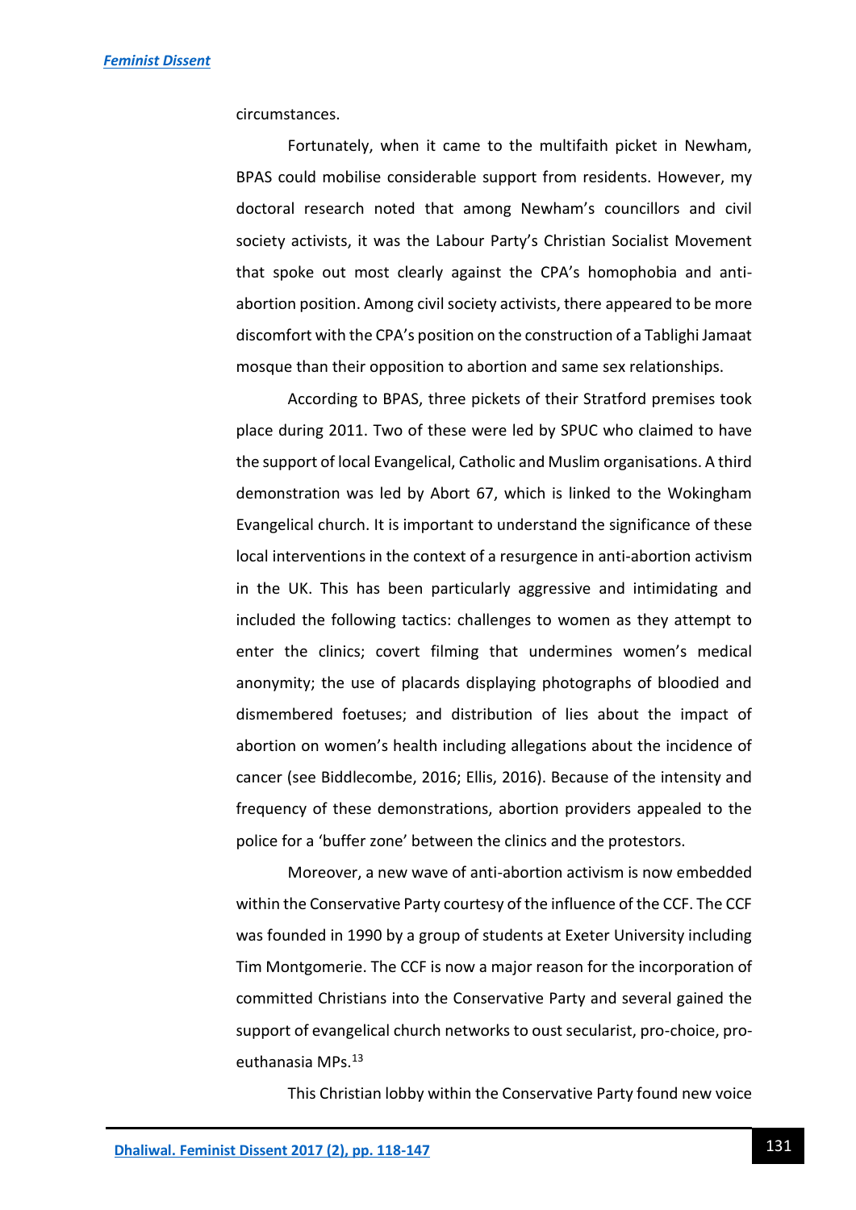circumstances.

Fortunately, when it came to the multifaith picket in Newham, BPAS could mobilise considerable support from residents. However, my doctoral research noted that among Newham's councillors and civil society activists, it was the Labour Party's Christian Socialist Movement that spoke out most clearly against the CPA's homophobia and anti-abortion position. Among civil society activists, there appeared to be more discomfort with the CPA's position on the construction of a Tablighi Jamaat mosque than their opposition to abortion and same sex relationships.

According to BPAS, three pickets of their Stratford premises took place during 2011. Two of these were led by SPUC who claimed to have the support of local Evangelical, Catholic and Muslim organisations. A third demonstration was led by Abort 67, which is linked to the Wokingham Evangelical church. It is important to understand the significance of these local interventions in the context of a resurgence in anti-abortion activism in the UK. This has been particularly aggressive and intimidating and included the following tactics: challenges to women as they attempt to enter the clinics; covert filming that undermines women's medical anonymity; the use of placards displaying photographs of bloodied and dismembered foetuses; and distribution of lies about the impact of abortion on women's health including allegations about the incidence of cancer (see Biddlecombe, 2016; Ellis, 2016). Because of the intensity and frequency of these demonstrations, abortion providers appealed to the police for a 'buffer zone' between the clinics and the protestors.

Moreover, a new wave of anti-abortion activism is now embedded within the Conservative Party courtesy of the influence of the CCF. The CCF was founded in 1990 by a group of students at Exeter University including Tim Montgomerie. The CCF is now a major reason for the incorporation of committed Christians into the Conservative Party and several gained the support of evangelical church networks to oust secularist, pro-choice, pro-euthanasia MPs.[13]

This Christian lobby within the Conservative Party found new voice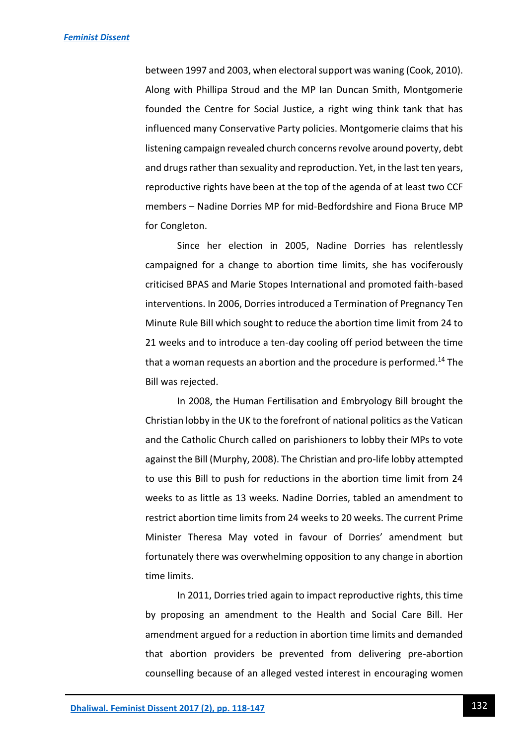between 1997 and 2003, when electoral support was waning (Cook, 2010). Along with Phillipa Stroud and the MP Ian Duncan Smith, Montgomerie founded the Centre for Social Justice, a right wing think tank that has influenced many Conservative Party policies. Montgomerie claims that his listening campaign revealed church concerns revolve around poverty, debt and drugs rather than sexuality and reproduction. Yet, in the last ten years, reproductive rights have been at the top of the agenda of at least two CCF members – Nadine Dorries MP for mid-Bedfordshire and Fiona Bruce MP for Congleton.

Since her election in 2005, Nadine Dorries has relentlessly campaigned for a change to abortion time limits, she has vociferously criticised BPAS and Marie Stopes International and promoted faith-based interventions. In 2006, Dorries introduced a Termination of Pregnancy Ten Minute Rule Bill which sought to reduce the abortion time limit from 24 to 21 weeks and to introduce a ten-day cooling off period between the time that a woman requests an abortion and the procedure is performed.[14] The Bill was rejected.

In 2008, the Human Fertilisation and Embryology Bill brought the Christian lobby in the UK to the forefront of national politics as the Vatican and the Catholic Church called on parishioners to lobby their MPs to vote against the Bill (Murphy, 2008). The Christian and pro-life lobby attempted to use this Bill to push for reductions in the abortion time limit from 24 weeks to as little as 13 weeks. Nadine Dorries, tabled an amendment to restrict abortion time limits from 24 weeks to 20 weeks. The current Prime Minister Theresa May voted in favour of Dorries' amendment but fortunately there was overwhelming opposition to any change in abortion time limits.

In 2011, Dorries tried again to impact reproductive rights, this time by proposing an amendment to the Health and Social Care Bill. Her amendment argued for a reduction in abortion time limits and demanded that abortion providers be prevented from delivering pre-abortion counselling because of an alleged vested interest in encouraging women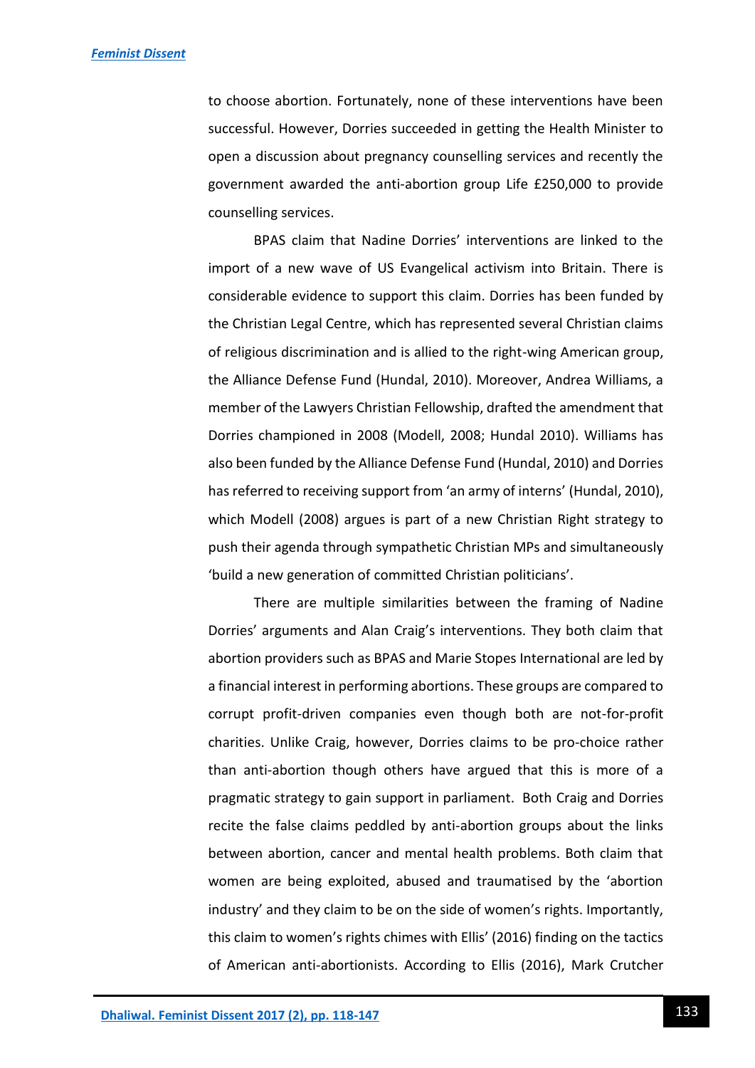to choose abortion. Fortunately, none of these interventions have been successful. However, Dorries succeeded in getting the Health Minister to open a discussion about pregnancy counselling services and recently the government awarded the anti-abortion group Life £250,000 to provide counselling services.

BPAS claim that Nadine Dorries' interventions are linked to the import of a new wave of US Evangelical activism into Britain. There is considerable evidence to support this claim. Dorries has been funded by the Christian Legal Centre, which has represented several Christian claims of religious discrimination and is allied to the right-wing American group, the Alliance Defense Fund (Hundal, 2010). Moreover, Andrea Williams, a member of the Lawyers Christian Fellowship, drafted the amendment that Dorries championed in 2008 (Modell, 2008; Hundal 2010). Williams has also been funded by the Alliance Defense Fund (Hundal, 2010) and Dorries has referred to receiving support from 'an army of interns' (Hundal, 2010), which Modell (2008) argues is part of a new Christian Right strategy to push their agenda through sympathetic Christian MPs and simultaneously 'build a new generation of committed Christian politicians'.

There are multiple similarities between the framing of Nadine Dorries' arguments and Alan Craig's interventions. They both claim that abortion providers such as BPAS and Marie Stopes International are led by a financial interest in performing abortions. These groups are compared to corrupt profit-driven companies even though both are not-for-profit charities. Unlike Craig, however, Dorries claims to be pro-choice rather than anti-abortion though others have argued that this is more of a pragmatic strategy to gain support in parliament. Both Craig and Dorries recite the false claims peddled by anti-abortion groups about the links between abortion, cancer and mental health problems. Both claim that women are being exploited, abused and traumatised by the 'abortion industry' and they claim to be on the side of women's rights. Importantly, this claim to women's rights chimes with Ellis' (2016) finding on the tactics of American anti-abortionists. According to Ellis (2016), Mark Crutcher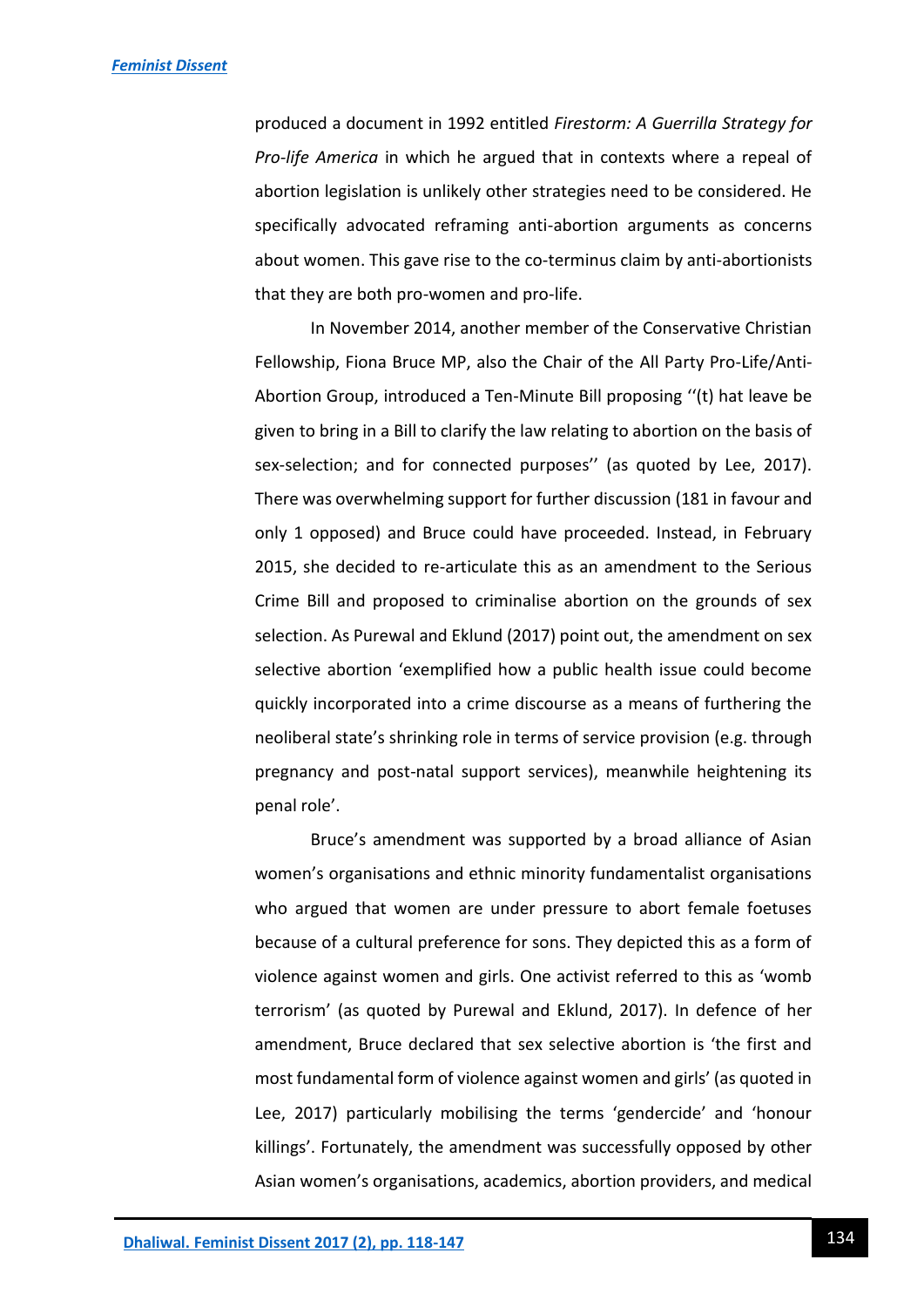produced a document in 1992 entitled *Firestorm: A Guerrilla Strategy for Pro-life America* in which he argued that in contexts where a repeal of abortion legislation is unlikely other strategies need to be considered. He specifically advocated reframing anti-abortion arguments as concerns about women. This gave rise to the co-terminus claim by anti-abortionists that they are both pro-women and pro-life.

In November 2014, another member of the Conservative Christian Fellowship, Fiona Bruce MP, also the Chair of the All Party Pro-Life/Anti-Abortion Group, introduced a Ten-Minute Bill proposing ''(t) hat leave be given to bring in a Bill to clarify the law relating to abortion on the basis of sex-selection; and for connected purposes'' (as quoted by Lee, 2017). There was overwhelming support for further discussion (181 in favour and only 1 opposed) and Bruce could have proceeded. Instead, in February 2015, she decided to re-articulate this as an amendment to the Serious Crime Bill and proposed to criminalise abortion on the grounds of sex selection. As Purewal and Eklund (2017) point out, the amendment on sex selective abortion 'exemplified how a public health issue could become quickly incorporated into a crime discourse as a means of furthering the neoliberal state's shrinking role in terms of service provision (e.g. through pregnancy and post-natal support services), meanwhile heightening its penal role'.

Bruce's amendment was supported by a broad alliance of Asian women's organisations and ethnic minority fundamentalist organisations who argued that women are under pressure to abort female foetuses because of a cultural preference for sons. They depicted this as a form of violence against women and girls. One activist referred to this as 'womb terrorism' (as quoted by Purewal and Eklund, 2017). In defence of her amendment, Bruce declared that sex selective abortion is 'the first and most fundamental form of violence against women and girls' (as quoted in Lee, 2017) particularly mobilising the terms 'gendercide' and 'honour killings'. Fortunately, the amendment was successfully opposed by other Asian women's organisations, academics, abortion providers, and medical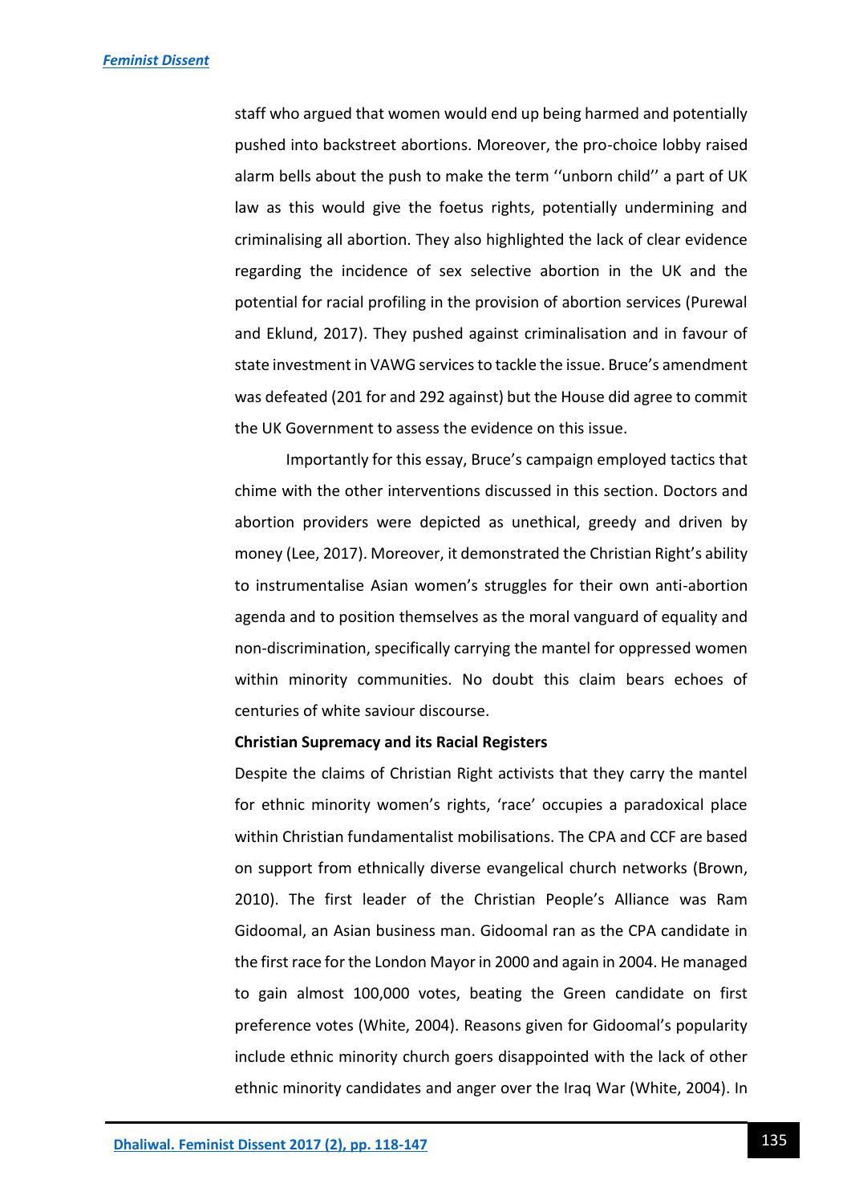staff who argued that women would end up being harmed and potentially pushed into backstreet abortions. Moreover, the pro-choice lobby raised alarm bells about the push to make the term ''unborn child'' a part of UK law as this would give the foetus rights, potentially undermining and criminalising all abortion. They also highlighted the lack of clear evidence regarding the incidence of sex selective abortion in the UK and the potential for racial profiling in the provision of abortion services (Purewal and Eklund, 2017). They pushed against criminalisation and in favour of state investment in VAWG services to tackle the issue. Bruce's amendment was defeated (201 for and 292 against) but the House did agree to commit the UK Government to assess the evidence on this issue.

Importantly for this essay, Bruce's campaign employed tactics that chime with the other interventions discussed in this section. Doctors and abortion providers were depicted as unethical, greedy and driven by money (Lee, 2017). Moreover, it demonstrated the Christian Right's ability to instrumentalise Asian women's struggles for their own anti-abortion agenda and to position themselves as the moral vanguard of equality and non-discrimination, specifically carrying the mantel for oppressed women within minority communities. No doubt this claim bears echoes of centuries of white saviour discourse.

**Christian Supremacy and its Racial Registers**

Despite the claims of Christian Right activists that they carry the mantel for ethnic minority women's rights, 'race' occupies a paradoxical place within Christian fundamentalist mobilisations. The CPA and CCF are based on support from ethnically diverse evangelical church networks (Brown, 2010). The first leader of the Christian People's Alliance was Ram Gidoomal, an Asian business man. Gidoomal ran as the CPA candidate in the first race for the London Mayor in 2000 and again in 2004. He managed to gain almost 100,000 votes, beating the Green candidate on first preference votes (White, 2004). Reasons given for Gidoomal's popularity include ethnic minority church goers disappointed with the lack of other ethnic minority candidates and anger over the Iraq War (White, 2004). In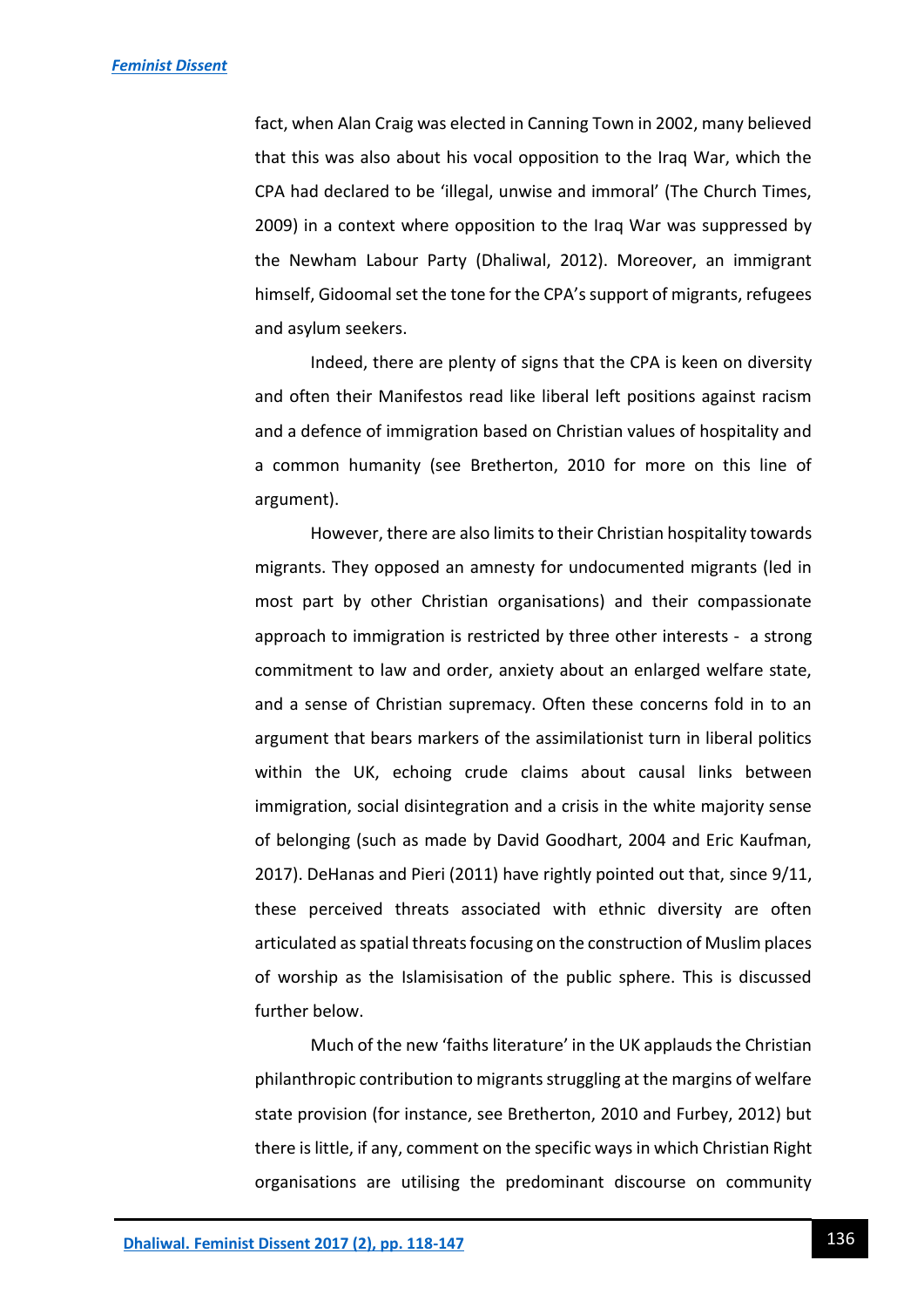fact, when Alan Craig was elected in Canning Town in 2002, many believed that this was also about his vocal opposition to the Iraq War, which the CPA had declared to be 'illegal, unwise and immoral' (The Church Times, 2009) in a context where opposition to the Iraq War was suppressed by the Newham Labour Party (Dhaliwal, 2012). Moreover, an immigrant himself, Gidoomal set the tone for the CPA's support of migrants, refugees and asylum seekers.

Indeed, there are plenty of signs that the CPA is keen on diversity and often their Manifestos read like liberal left positions against racism and a defence of immigration based on Christian values of hospitality and a common humanity (see Bretherton, 2010 for more on this line of argument).

However, there are also limits to their Christian hospitality towards migrants. They opposed an amnesty for undocumented migrants (led in most part by other Christian organisations) and their compassionate approach to immigration is restricted by three other interests - a strong commitment to law and order, anxiety about an enlarged welfare state, and a sense of Christian supremacy. Often these concerns fold in to an argument that bears markers of the assimilationist turn in liberal politics within the UK, echoing crude claims about causal links between immigration, social disintegration and a crisis in the white majority sense of belonging (such as made by David Goodhart, 2004 and Eric Kaufman, 2017). DeHanas and Pieri (2011) have rightly pointed out that, since 9/11, these perceived threats associated with ethnic diversity are often articulated as spatial threats focusing on the construction of Muslim places of worship as the Islamisisation of the public sphere. This is discussed further below.

Much of the new 'faiths literature' in the UK applauds the Christian philanthropic contribution to migrants struggling at the margins of welfare state provision (for instance, see Bretherton, 2010 and Furbey, 2012) but there is little, if any, comment on the specific ways in which Christian Right organisations are utilising the predominant discourse on community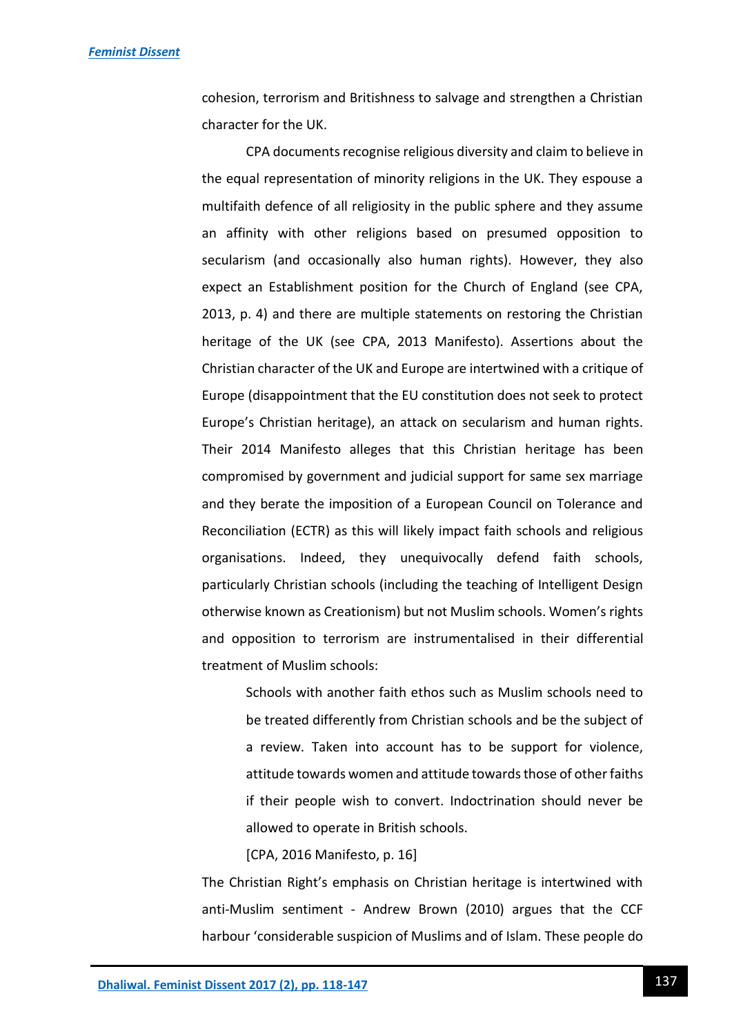cohesion, terrorism and Britishness to salvage and strengthen a Christian character for the UK.

CPA documents recognise religious diversity and claim to believe in the equal representation of minority religions in the UK. They espouse a multifaith defence of all religiosity in the public sphere and they assume an affinity with other religions based on presumed opposition to secularism (and occasionally also human rights). However, they also expect an Establishment position for the Church of England (see CPA, 2013, p. 4) and there are multiple statements on restoring the Christian heritage of the UK (see CPA, 2013 Manifesto). Assertions about the Christian character of the UK and Europe are intertwined with a critique of Europe (disappointment that the EU constitution does not seek to protect Europe's Christian heritage), an attack on secularism and human rights. Their 2014 Manifesto alleges that this Christian heritage has been compromised by government and judicial support for same sex marriage and they berate the imposition of a European Council on Tolerance and Reconciliation (ECTR) as this will likely impact faith schools and religious organisations. Indeed, they unequivocally defend faith schools, particularly Christian schools (including the teaching of Intelligent Design otherwise known as Creationism) but not Muslim schools. Women's rights and opposition to terrorism are instrumentalised in their differential treatment of Muslim schools:

> Schools with another faith ethos such as Muslim schools need to be treated differently from Christian schools and be the subject of a review. Taken into account has to be support for violence, attitude towards women and attitude towards those of other faiths if their people wish to convert. Indoctrination should never be allowed to operate in British schools.
>
> [CPA, 2016 Manifesto, p. 16]

The Christian Right's emphasis on Christian heritage is intertwined with anti-Muslim sentiment - Andrew Brown (2010) argues that the CCF harbour 'considerable suspicion of Muslims and of Islam. These people do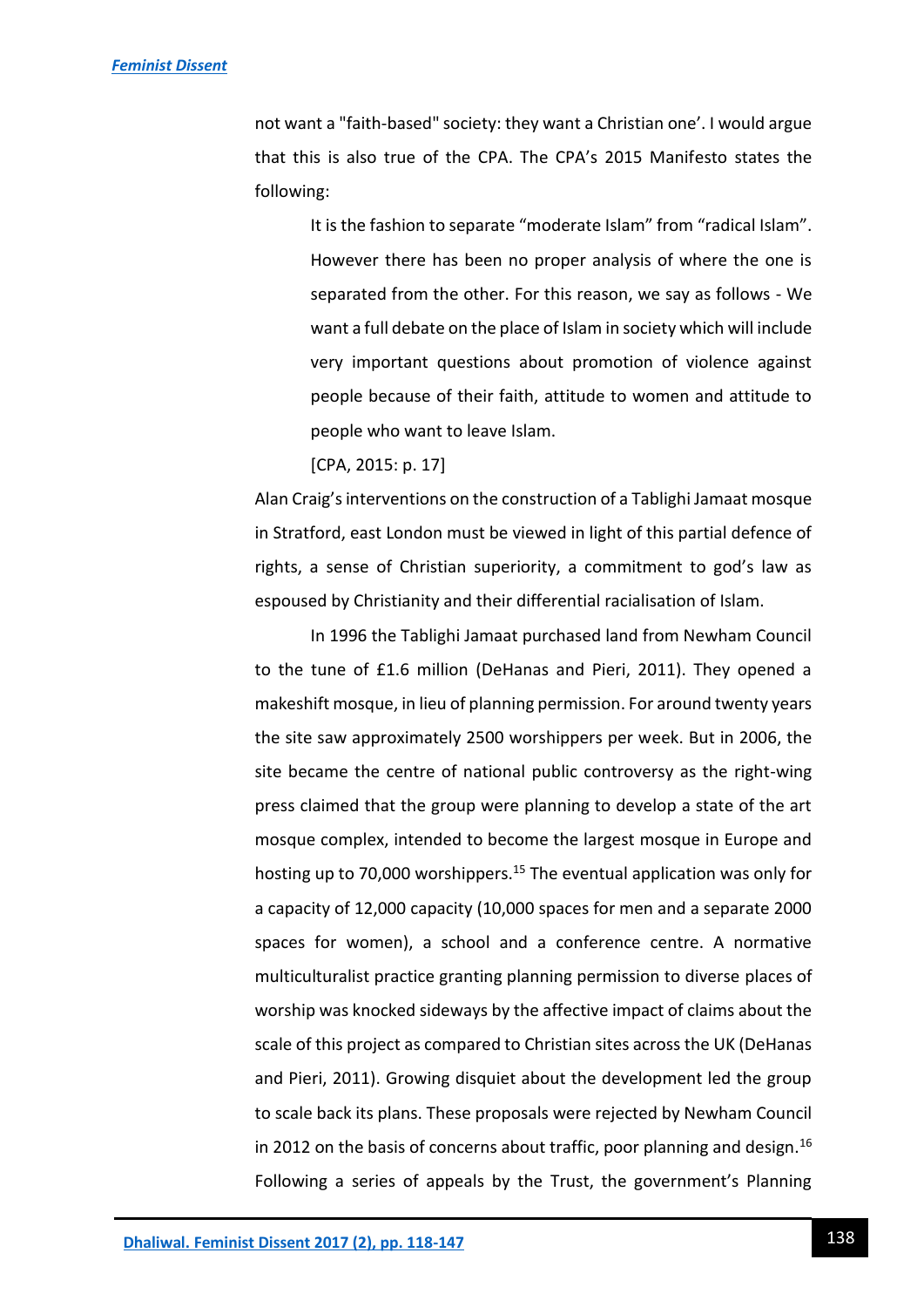not want a "faith-based" society: they want a Christian one'. I would argue that this is also true of the CPA. The CPA's 2015 Manifesto states the following:

> It is the fashion to separate "moderate Islam" from "radical Islam". However there has been no proper analysis of where the one is separated from the other. For this reason, we say as follows - We want a full debate on the place of Islam in society which will include very important questions about promotion of violence against people because of their faith, attitude to women and attitude to people who want to leave Islam.
>
> [CPA, 2015: p. 17]

Alan Craig's interventions on the construction of a Tablighi Jamaat mosque in Stratford, east London must be viewed in light of this partial defence of rights, a sense of Christian superiority, a commitment to god's law as espoused by Christianity and their differential racialisation of Islam.

In 1996 the Tablighi Jamaat purchased land from Newham Council to the tune of £1.6 million (DeHanas and Pieri, 2011). They opened a makeshift mosque, in lieu of planning permission. For around twenty years the site saw approximately 2500 worshippers per week. But in 2006, the site became the centre of national public controversy as the right-wing press claimed that the group were planning to develop a state of the art mosque complex, intended to become the largest mosque in Europe and hosting up to 70,000 worshippers.[15] The eventual application was only for a capacity of 12,000 capacity (10,000 spaces for men and a separate 2000 spaces for women), a school and a conference centre. A normative multiculturalist practice granting planning permission to diverse places of worship was knocked sideways by the affective impact of claims about the scale of this project as compared to Christian sites across the UK (DeHanas and Pieri, 2011). Growing disquiet about the development led the group to scale back its plans. These proposals were rejected by Newham Council in 2012 on the basis of concerns about traffic, poor planning and design.[16] Following a series of appeals by the Trust, the government's Planning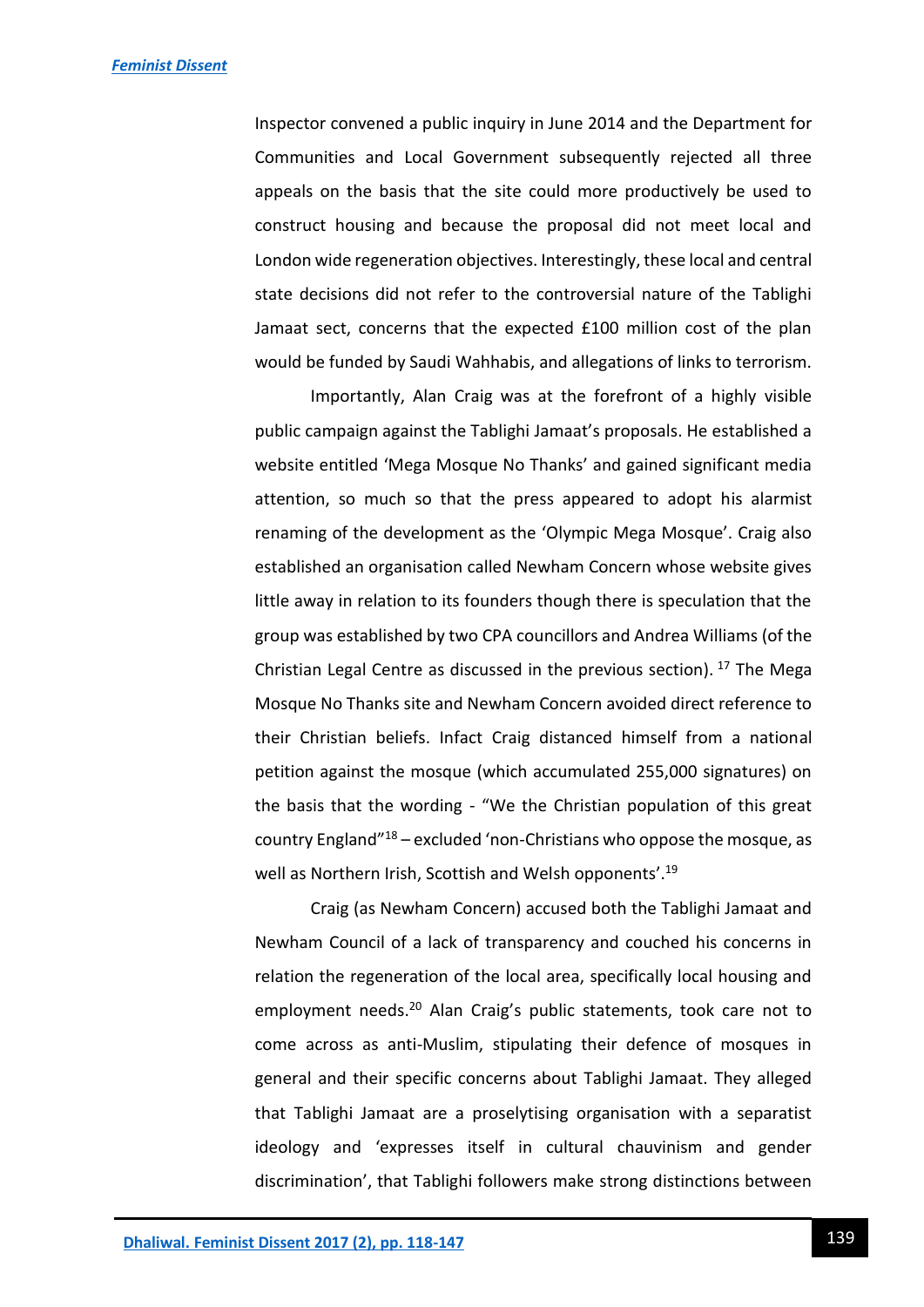Inspector convened a public inquiry in June 2014 and the Department for Communities and Local Government subsequently rejected all three appeals on the basis that the site could more productively be used to construct housing and because the proposal did not meet local and London wide regeneration objectives. Interestingly, these local and central state decisions did not refer to the controversial nature of the Tablighi Jamaat sect, concerns that the expected £100 million cost of the plan would be funded by Saudi Wahhabis, and allegations of links to terrorism.

Importantly, Alan Craig was at the forefront of a highly visible public campaign against the Tablighi Jamaat's proposals. He established a website entitled 'Mega Mosque No Thanks' and gained significant media attention, so much so that the press appeared to adopt his alarmist renaming of the development as the 'Olympic Mega Mosque'. Craig also established an organisation called Newham Concern whose website gives little away in relation to its founders though there is speculation that the group was established by two CPA councillors and Andrea Williams (of the Christian Legal Centre as discussed in the previous section).[17] The Mega Mosque No Thanks site and Newham Concern avoided direct reference to their Christian beliefs. Infact Craig distanced himself from a national petition against the mosque (which accumulated 255,000 signatures) on the basis that the wording - "We the Christian population of this great country England"[18] – excluded 'non-Christians who oppose the mosque, as well as Northern Irish, Scottish and Welsh opponents'.[19]

Craig (as Newham Concern) accused both the Tablighi Jamaat and Newham Council of a lack of transparency and couched his concerns in relation the regeneration of the local area, specifically local housing and employment needs.[20] Alan Craig's public statements, took care not to come across as anti-Muslim, stipulating their defence of mosques in general and their specific concerns about Tablighi Jamaat. They alleged that Tablighi Jamaat are a proselytising organisation with a separatist ideology and 'expresses itself in cultural chauvinism and gender discrimination', that Tablighi followers make strong distinctions between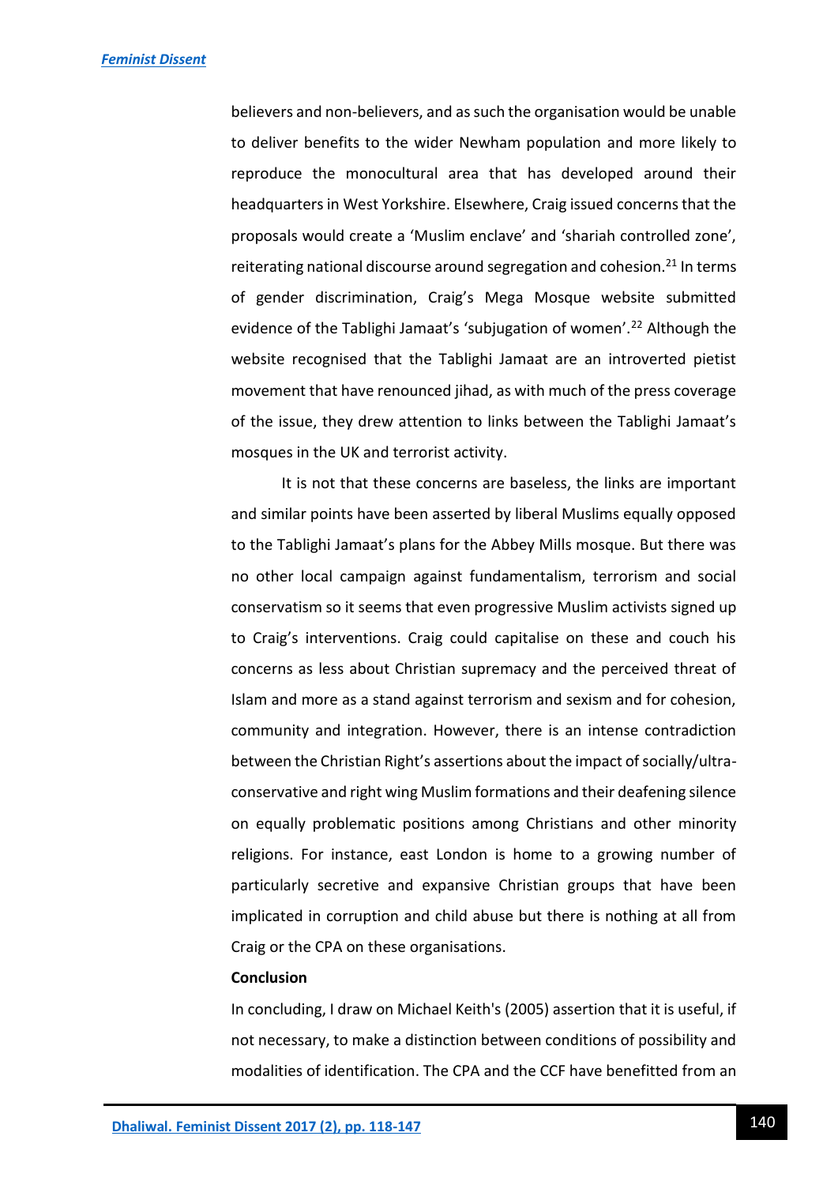believers and non-believers, and as such the organisation would be unable to deliver benefits to the wider Newham population and more likely to reproduce the monocultural area that has developed around their headquarters in West Yorkshire. Elsewhere, Craig issued concerns that the proposals would create a 'Muslim enclave' and 'shariah controlled zone', reiterating national discourse around segregation and cohesion.[21] In terms of gender discrimination, Craig's Mega Mosque website submitted evidence of the Tablighi Jamaat's 'subjugation of women'.[22] Although the website recognised that the Tablighi Jamaat are an introverted pietist movement that have renounced jihad, as with much of the press coverage of the issue, they drew attention to links between the Tablighi Jamaat's mosques in the UK and terrorist activity.

It is not that these concerns are baseless, the links are important and similar points have been asserted by liberal Muslims equally opposed to the Tablighi Jamaat's plans for the Abbey Mills mosque. But there was no other local campaign against fundamentalism, terrorism and social conservatism so it seems that even progressive Muslim activists signed up to Craig's interventions. Craig could capitalise on these and couch his concerns as less about Christian supremacy and the perceived threat of Islam and more as a stand against terrorism and sexism and for cohesion, community and integration. However, there is an intense contradiction between the Christian Right's assertions about the impact of socially/ultra-conservative and right wing Muslim formations and their deafening silence on equally problematic positions among Christians and other minority religions. For instance, east London is home to a growing number of particularly secretive and expansive Christian groups that have been implicated in corruption and child abuse but there is nothing at all from Craig or the CPA on these organisations.

**Conclusion**

In concluding, I draw on Michael Keith's (2005) assertion that it is useful, if not necessary, to make a distinction between conditions of possibility and modalities of identification. The CPA and the CCF have benefitted from an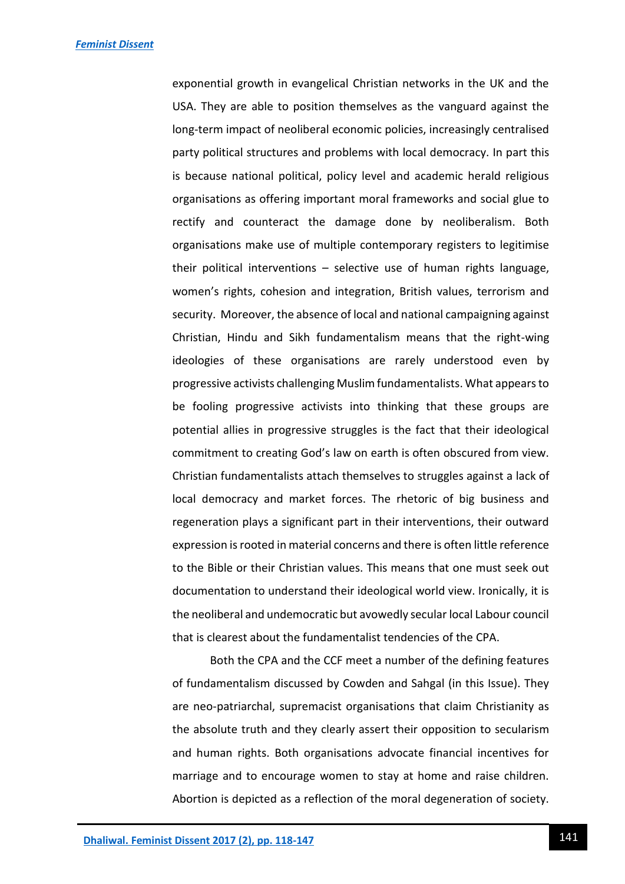exponential growth in evangelical Christian networks in the UK and the USA. They are able to position themselves as the vanguard against the long-term impact of neoliberal economic policies, increasingly centralised party political structures and problems with local democracy. In part this is because national political, policy level and academic herald religious organisations as offering important moral frameworks and social glue to rectify and counteract the damage done by neoliberalism. Both organisations make use of multiple contemporary registers to legitimise their political interventions – selective use of human rights language, women's rights, cohesion and integration, British values, terrorism and security. Moreover, the absence of local and national campaigning against Christian, Hindu and Sikh fundamentalism means that the right-wing ideologies of these organisations are rarely understood even by progressive activists challenging Muslim fundamentalists. What appears to be fooling progressive activists into thinking that these groups are potential allies in progressive struggles is the fact that their ideological commitment to creating God's law on earth is often obscured from view. Christian fundamentalists attach themselves to struggles against a lack of local democracy and market forces. The rhetoric of big business and regeneration plays a significant part in their interventions, their outward expression is rooted in material concerns and there is often little reference to the Bible or their Christian values. This means that one must seek out documentation to understand their ideological world view. Ironically, it is the neoliberal and undemocratic but avowedly secular local Labour council that is clearest about the fundamentalist tendencies of the CPA.

Both the CPA and the CCF meet a number of the defining features of fundamentalism discussed by Cowden and Sahgal (in this Issue). They are neo-patriarchal, supremacist organisations that claim Christianity as the absolute truth and they clearly assert their opposition to secularism and human rights. Both organisations advocate financial incentives for marriage and to encourage women to stay at home and raise children. Abortion is depicted as a reflection of the moral degeneration of society.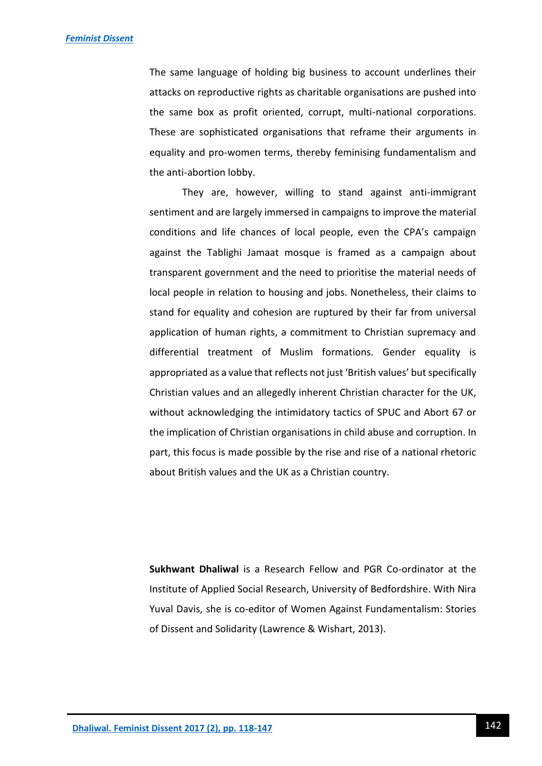The same language of holding big business to account underlines their attacks on reproductive rights as charitable organisations are pushed into the same box as profit oriented, corrupt, multi-national corporations. These are sophisticated organisations that reframe their arguments in equality and pro-women terms, thereby feminising fundamentalism and the anti-abortion lobby.

They are, however, willing to stand against anti-immigrant sentiment and are largely immersed in campaigns to improve the material conditions and life chances of local people, even the CPA's campaign against the Tablighi Jamaat mosque is framed as a campaign about transparent government and the need to prioritise the material needs of local people in relation to housing and jobs. Nonetheless, their claims to stand for equality and cohesion are ruptured by their far from universal application of human rights, a commitment to Christian supremacy and differential treatment of Muslim formations. Gender equality is appropriated as a value that reflects not just 'British values' but specifically Christian values and an allegedly inherent Christian character for the UK, without acknowledging the intimidatory tactics of SPUC and Abort 67 or the implication of Christian organisations in child abuse and corruption. In part, this focus is made possible by the rise and rise of a national rhetoric about British values and the UK as a Christian country.

**Sukhwant Dhaliwal** is a Research Fellow and PGR Co-ordinator at the Institute of Applied Social Research, University of Bedfordshire. With Nira Yuval Davis, she is co-editor of Women Against Fundamentalism: Stories of Dissent and Solidarity (Lawrence & Wishart, 2013).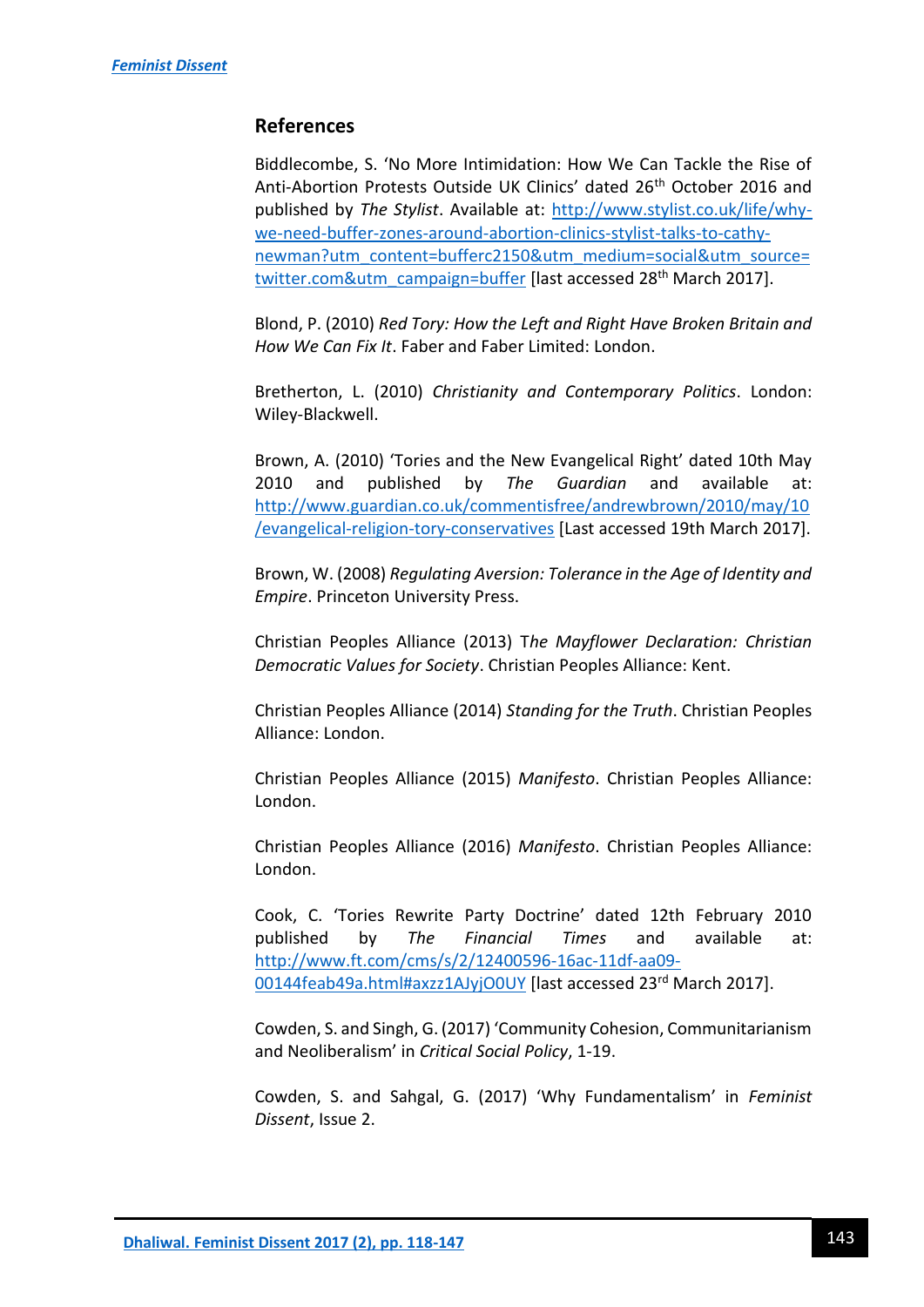## References

Biddlecombe, S. 'No More Intimidation: How We Can Tackle the Rise of Anti-Abortion Protests Outside UK Clinics' dated 26th October 2016 and published by *The Stylist*. Available at: http://www.stylist.co.uk/life/why-we-need-buffer-zones-around-abortion-clinics-stylist-talks-to-cathy-newman?utm_content=bufferc2150&utm_medium=social&utm_source=twitter.com&utm_campaign=buffer [last accessed 28th March 2017].

Blond, P. (2010) *Red Tory: How the Left and Right Have Broken Britain and How We Can Fix It*. Faber and Faber Limited: London.

Bretherton, L. (2010) *Christianity and Contemporary Politics*. London: Wiley-Blackwell.

Brown, A. (2010) 'Tories and the New Evangelical Right' dated 10th May 2010 and published by *The Guardian* and available at: http://www.guardian.co.uk/commentisfree/andrewbrown/2010/may/10/evangelical-religion-tory-conservatives [Last accessed 19th March 2017].

Brown, W. (2008) *Regulating Aversion: Tolerance in the Age of Identity and Empire*. Princeton University Press.

Christian Peoples Alliance (2013) T*he Mayflower Declaration: Christian Democratic Values for Society*. Christian Peoples Alliance: Kent.

Christian Peoples Alliance (2014) *Standing for the Truth*. Christian Peoples Alliance: London.

Christian Peoples Alliance (2015) *Manifesto*. Christian Peoples Alliance: London.

Christian Peoples Alliance (2016) *Manifesto*. Christian Peoples Alliance: London.

Cook, C. 'Tories Rewrite Party Doctrine' dated 12th February 2010 published by *The Financial Times* and available at: http://www.ft.com/cms/s/2/12400596-16ac-11df-aa09-00144feab49a.html#axzz1AJyjO0UY [last accessed 23rd March 2017].

Cowden, S. and Singh, G. (2017) 'Community Cohesion, Communitarianism and Neoliberalism' in *Critical Social Policy*, 1-19.

Cowden, S. and Sahgal, G. (2017) 'Why Fundamentalism' in *Feminist Dissent*, Issue 2.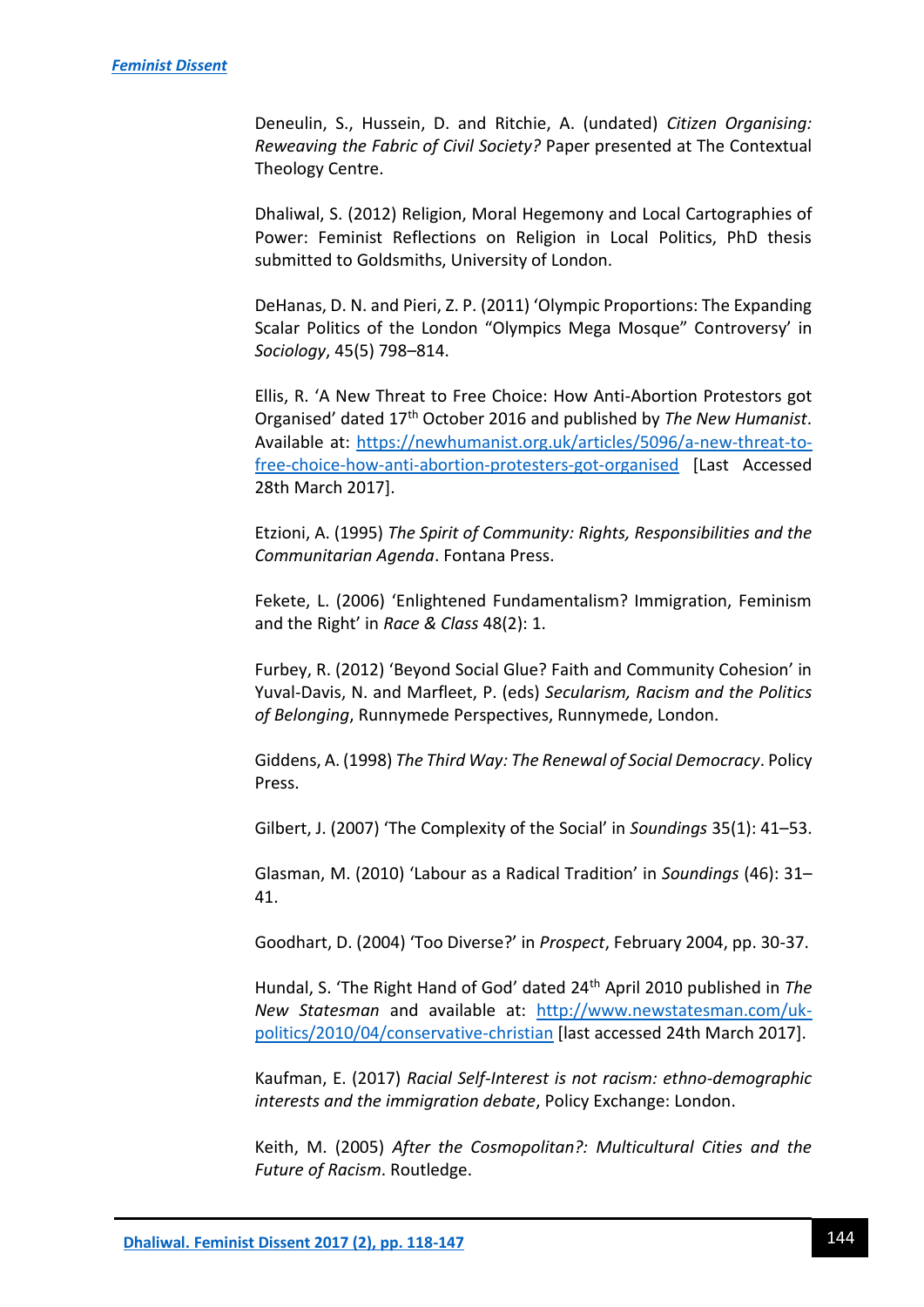Deneulin, S., Hussein, D. and Ritchie, A. (undated) *Citizen Organising: Reweaving the Fabric of Civil Society?* Paper presented at The Contextual Theology Centre.

Dhaliwal, S. (2012) Religion, Moral Hegemony and Local Cartographies of Power: Feminist Reflections on Religion in Local Politics, PhD thesis submitted to Goldsmiths, University of London.

DeHanas, D. N. and Pieri, Z. P. (2011) 'Olympic Proportions: The Expanding Scalar Politics of the London "Olympics Mega Mosque" Controversy' in *Sociology*, 45(5) 798–814.

Ellis, R. 'A New Threat to Free Choice: How Anti-Abortion Protestors got Organised' dated 17th October 2016 and published by *The New Humanist*. Available at: https://newhumanist.org.uk/articles/5096/a-new-threat-to-free-choice-how-anti-abortion-protesters-got-organised [Last Accessed 28th March 2017].

Etzioni, A. (1995) *The Spirit of Community: Rights, Responsibilities and the Communitarian Agenda*. Fontana Press.

Fekete, L. (2006) 'Enlightened Fundamentalism? Immigration, Feminism and the Right' in *Race & Class* 48(2): 1.

Furbey, R. (2012) 'Beyond Social Glue? Faith and Community Cohesion' in Yuval-Davis, N. and Marfleet, P. (eds) *Secularism, Racism and the Politics of Belonging*, Runnymede Perspectives, Runnymede, London.

Giddens, A. (1998) *The Third Way: The Renewal of Social Democracy*. Policy Press.

Gilbert, J. (2007) 'The Complexity of the Social' in *Soundings* 35(1): 41–53.

Glasman, M. (2010) 'Labour as a Radical Tradition' in *Soundings* (46): 31–41.

Goodhart, D. (2004) 'Too Diverse?' in *Prospect*, February 2004, pp. 30-37.

Hundal, S. 'The Right Hand of God' dated 24th April 2010 published in *The New Statesman* and available at: http://www.newstatesman.com/uk-politics/2010/04/conservative-christian [last accessed 24th March 2017].

Kaufman, E. (2017) *Racial Self-Interest is not racism: ethno-demographic interests and the immigration debate*, Policy Exchange: London.

Keith, M. (2005) *After the Cosmopolitan?: Multicultural Cities and the Future of Racism*. Routledge.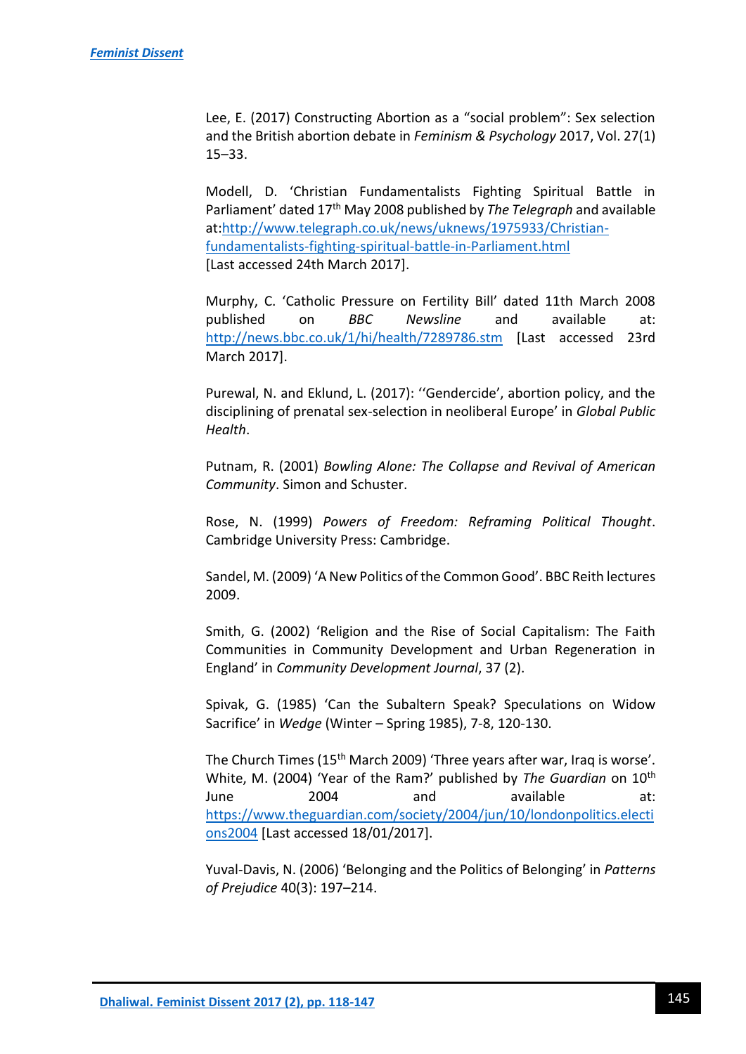Lee, E. (2017) Constructing Abortion as a "social problem": Sex selection and the British abortion debate in *Feminism & Psychology* 2017, Vol. 27(1) 15–33.

Modell, D. 'Christian Fundamentalists Fighting Spiritual Battle in Parliament' dated 17th May 2008 published by *The Telegraph* and available at:[http://www.telegraph.co.uk/news/uknews/1975933/Christian-fundamentalists-fighting-spiritual-battle-in-Parliament.html](http://www.telegraph.co.uk/news/uknews/1975933/Christian-fundamentalists-fighting-spiritual-battle-in-Parliament.html) [Last accessed 24th March 2017].

Murphy, C. 'Catholic Pressure on Fertility Bill' dated 11th March 2008 published on *BBC Newsline* and available at: [http://news.bbc.co.uk/1/hi/health/7289786.stm](http://news.bbc.co.uk/1/hi/health/7289786.stm) [Last accessed 23rd March 2017].

Purewal, N. and Eklund, L. (2017): ''Gendercide', abortion policy, and the disciplining of prenatal sex-selection in neoliberal Europe' in *Global Public Health*.

Putnam, R. (2001) *Bowling Alone: The Collapse and Revival of American Community*. Simon and Schuster.

Rose, N. (1999) *Powers of Freedom: Reframing Political Thought*. Cambridge University Press: Cambridge.

Sandel, M. (2009) 'A New Politics of the Common Good'. BBC Reith lectures 2009.

Smith, G. (2002) 'Religion and the Rise of Social Capitalism: The Faith Communities in Community Development and Urban Regeneration in England' in *Community Development Journal*, 37 (2).

Spivak, G. (1985) 'Can the Subaltern Speak? Speculations on Widow Sacrifice' in *Wedge* (Winter – Spring 1985), 7-8, 120-130.

The Church Times (15th March 2009) 'Three years after war, Iraq is worse'.
White, M. (2004) 'Year of the Ram?' published by *The Guardian* on 10th June 2004 and available at: [https://www.theguardian.com/society/2004/jun/10/londonpolitics.elections2004](https://www.theguardian.com/society/2004/jun/10/londonpolitics.elections2004) [Last accessed 18/01/2017].

Yuval-Davis, N. (2006) 'Belonging and the Politics of Belonging' in *Patterns of Prejudice* 40(3): 197–214.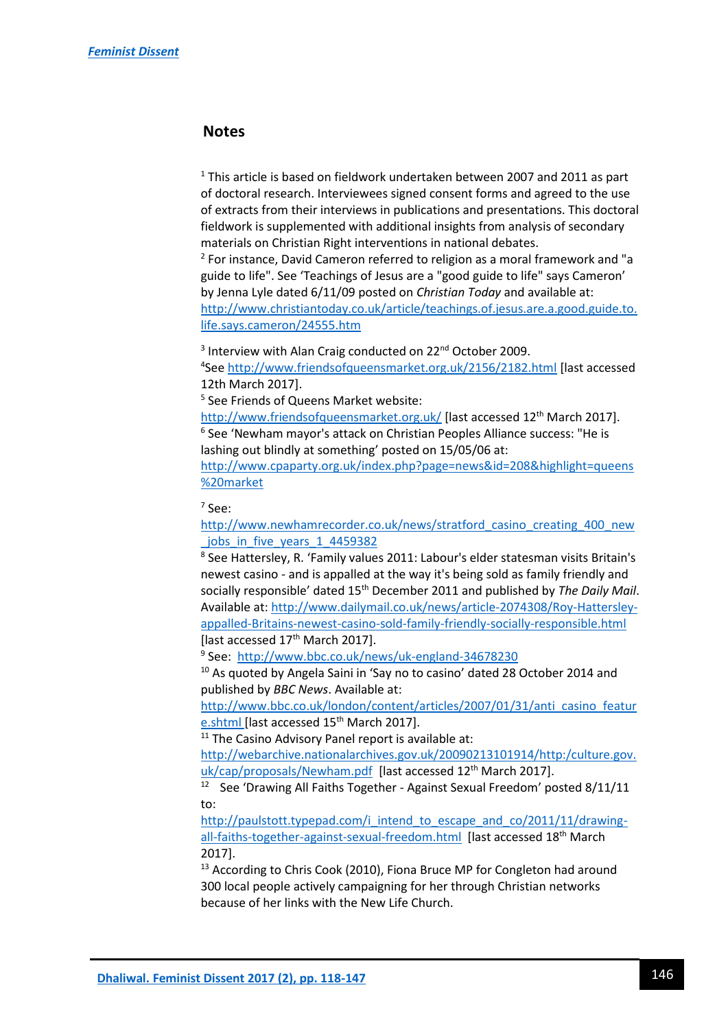## Notes

[1] This article is based on fieldwork undertaken between 2007 and 2011 as part of doctoral research. Interviewees signed consent forms and agreed to the use of extracts from their interviews in publications and presentations. This doctoral fieldwork is supplemented with additional insights from analysis of secondary materials on Christian Right interventions in national debates.

[2] For instance, David Cameron referred to religion as a moral framework and "a guide to life". See 'Teachings of Jesus are a "good guide to life" says Cameron' by Jenna Lyle dated 6/11/09 posted on *Christian Today* and available at: http://www.christiantoday.co.uk/article/teachings.of.jesus.are.a.good.guide.to.life.says.cameron/24555.htm

[3] Interview with Alan Craig conducted on 22nd October 2009.

[4] See http://www.friendsofqueensmarket.org.uk/2156/2182.html [last accessed 12th March 2017].

[5] See Friends of Queens Market website: http://www.friendsofqueensmarket.org.uk/ [last accessed 12th March 2017].

[6] See 'Newham mayor's attack on Christian Peoples Alliance success: "He is lashing out blindly at something' posted on 15/05/06 at: http://www.cpaparty.org.uk/index.php?page=news&id=208&highlight=queens%20market

[7] See: http://www.newhamrecorder.co.uk/news/stratford_casino_creating_400_new_jobs_in_five_years_1_4459382

[8] See Hattersley, R. 'Family values 2011: Labour's elder statesman visits Britain's newest casino - and is appalled at the way it's being sold as family friendly and socially responsible' dated 15th December 2011 and published by *The Daily Mail*. Available at: http://www.dailymail.co.uk/news/article-2074308/Roy-Hattersley-appalled-Britains-newest-casino-sold-family-friendly-socially-responsible.html [last accessed 17th March 2017].

[9] See: http://www.bbc.co.uk/news/uk-england-34678230

[10] As quoted by Angela Saini in 'Say no to casino' dated 28 October 2014 and published by *BBC News*. Available at: http://www.bbc.co.uk/london/content/articles/2007/01/31/anti_casino_feature.shtml [last accessed 15th March 2017].

[11] The Casino Advisory Panel report is available at: http://webarchive.nationalarchives.gov.uk/20090213101914/http:/culture.gov.uk/cap/proposals/Newham.pdf [last accessed 12th March 2017].

[12] See 'Drawing All Faiths Together - Against Sexual Freedom' posted 8/11/11 to: http://paulstott.typepad.com/i_intend_to_escape_and_co/2011/11/drawing-all-faiths-together-against-sexual-freedom.html [last accessed 18th March 2017].

[13] According to Chris Cook (2010), Fiona Bruce MP for Congleton had around 300 local people actively campaigning for her through Christian networks because of her links with the New Life Church.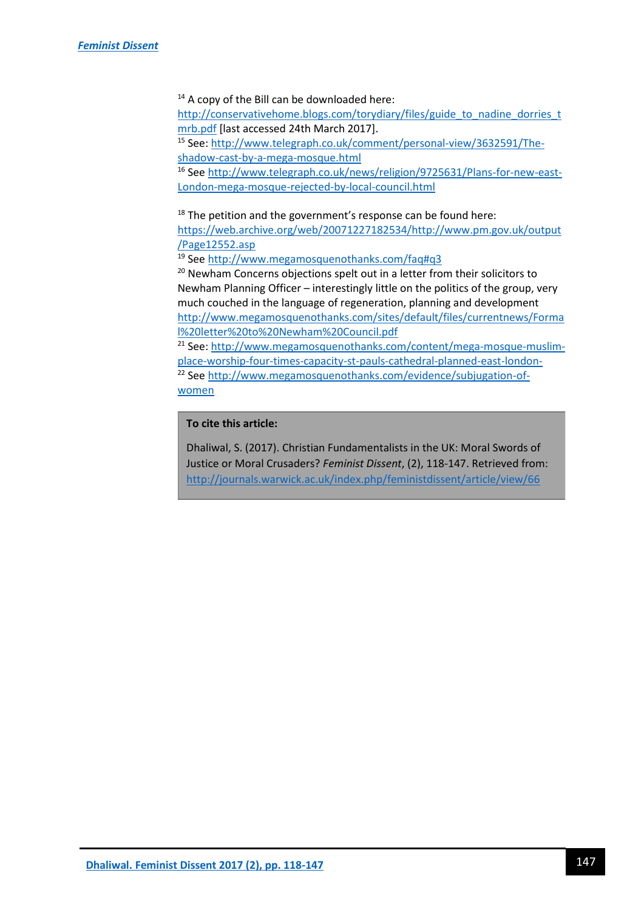[14] A copy of the Bill can be downloaded here: http://conservativehome.blogs.com/torydiary/files/guide_to_nadine_dorries_tmrb.pdf [last accessed 24th March 2017].

[15] See: http://www.telegraph.co.uk/comment/personal-view/3632591/The-shadow-cast-by-a-mega-mosque.html

[16] See http://www.telegraph.co.uk/news/religion/9725631/Plans-for-new-east-London-mega-mosque-rejected-by-local-council.html

[18] The petition and the government's response can be found here: https://web.archive.org/web/20071227182534/http://www.pm.gov.uk/output/Page12552.asp

[19] See http://www.megamosquenothanks.com/faq#q3

[20] Newham Concerns objections spelt out in a letter from their solicitors to Newham Planning Officer – interestingly little on the politics of the group, very much couched in the language of regeneration, planning and development http://www.megamosquenothanks.com/sites/default/files/currentnews/Formal%20letter%20to%20Newham%20Council.pdf

[21] See: http://www.megamosquenothanks.com/content/mega-mosque-muslim-place-worship-four-times-capacity-st-pauls-cathedral-planned-east-london-

[22] See http://www.megamosquenothanks.com/evidence/subjugation-of-women

**To cite this article:**

Dhaliwal, S. (2017). Christian Fundamentalists in the UK: Moral Swords of Justice or Moral Crusaders? *Feminist Dissent*, (2), 118-147. Retrieved from: http://journals.warwick.ac.uk/index.php/feministdissent/article/view/66